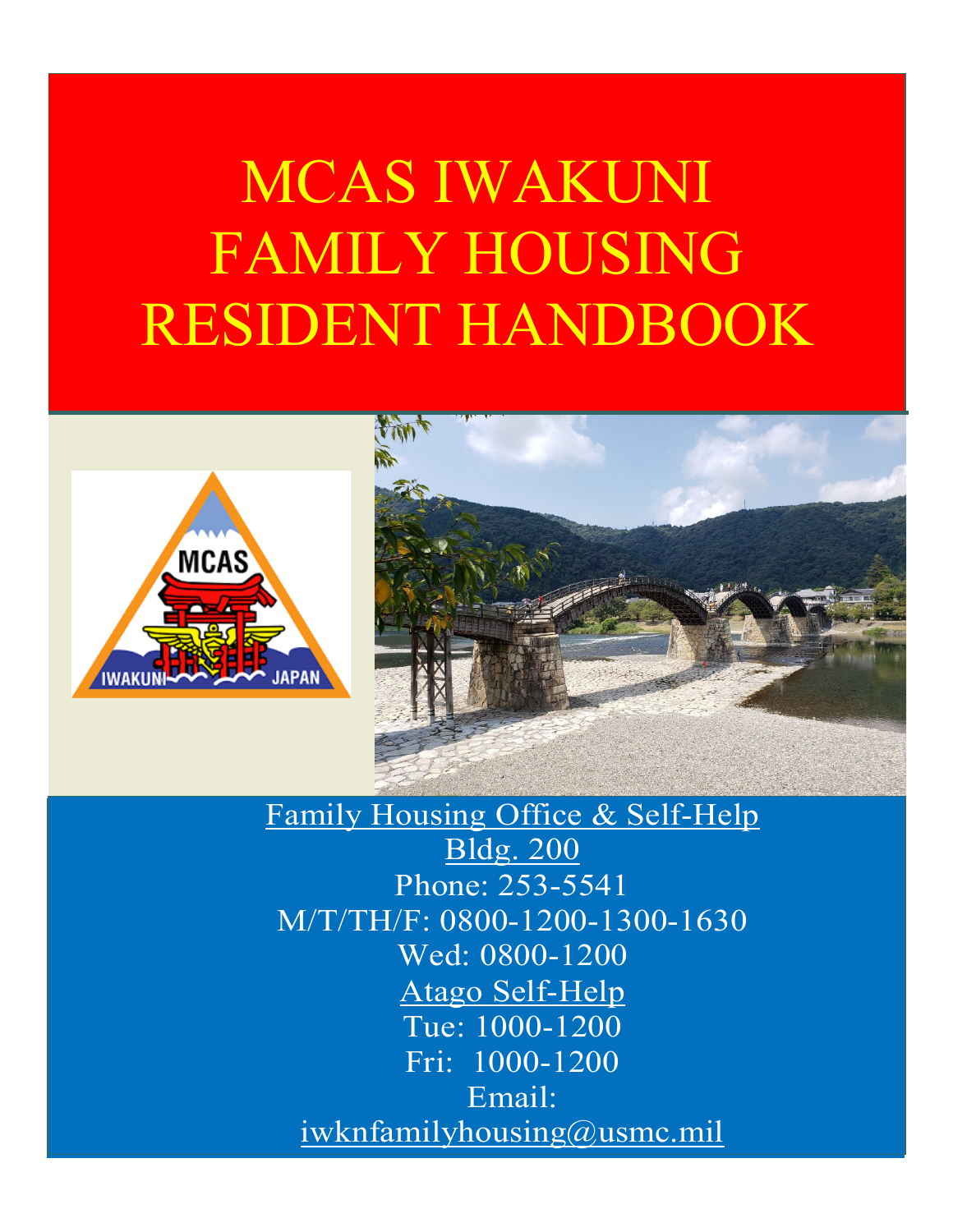# MCAS IWAKUNI FAMILY HOUSING RESIDENT HANDBOOK

Family Housing Office & Self-Help

Bldg. 200

Phone: 253-5541

M/T/TH/F: 0800-1200-1300-1630

Wed: 0800-1200

Atago Self-Help

Tue: 1000-1200

Fri: 1000-1200

Email:

iwknfamilyhousing@usmc.mil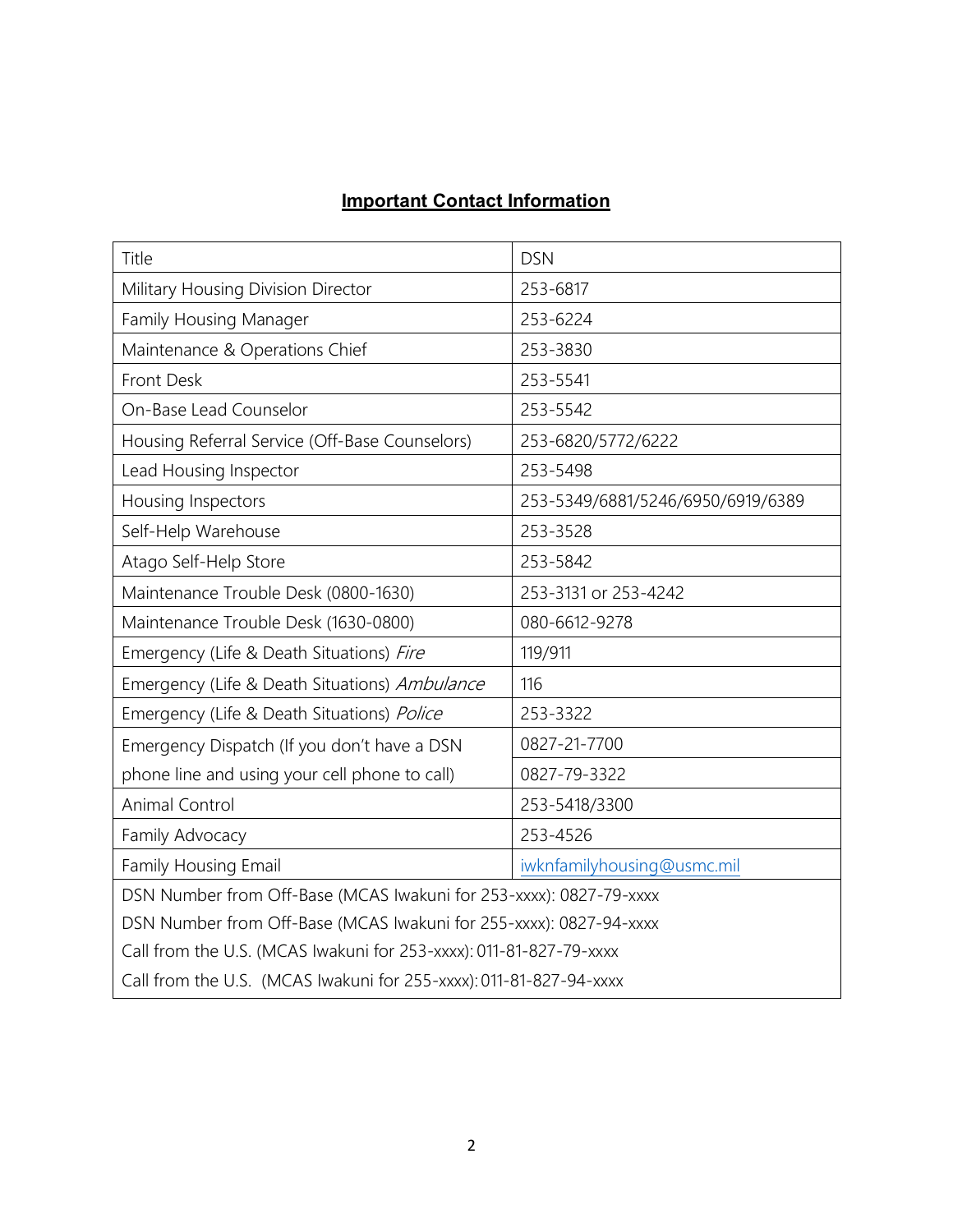## **Important Contact Information**

| Title | DSN |
|---|---|
| Military Housing Division Director | 253-6817 |
| Family Housing Manager | 253-6224 |
| Maintenance & Operations Chief | 253-3830 |
| Front Desk | 253-5541 |
| On-Base Lead Counselor | 253-5542 |
| Housing Referral Service (Off-Base Counselors) | 253-6820/5772/6222 |
| Lead Housing Inspector | 253-5498 |
| Housing Inspectors | 253-5349/6881/5246/6950/6919/6389 |
| Self-Help Warehouse | 253-3528 |
| Atago Self-Help Store | 253-5842 |
| Maintenance Trouble Desk (0800-1630) | 253-3131 or 253-4242 |
| Maintenance Trouble Desk (1630-0800) | 080-6612-9278 |
| Emergency (Life & Death Situations) *Fire* | 119/911 |
| Emergency (Life & Death Situations) *Ambulance* | 116 |
| Emergency (Life & Death Situations) *Police* | 253-3322 |
| Emergency Dispatch (If you don't have a DSN phone line and using your cell phone to call) | 0827-21-7700<br>0827-79-3322 |
| Animal Control | 253-5418/3300 |
| Family Advocacy | 253-4526 |
| Family Housing Email | iwknfamilyhousing@usmc.mil |
| DSN Number from Off-Base (MCAS Iwakuni for 253-xxxx): 0827-79-xxxx<br>DSN Number from Off-Base (MCAS Iwakuni for 255-xxxx): 0827-94-xxxx<br>Call from the U.S. (MCAS Iwakuni for 253-xxxx): 011-81-827-79-xxxx<br>Call from the U.S. (MCAS Iwakuni for 255-xxxx): 011-81-827-94-xxxx | |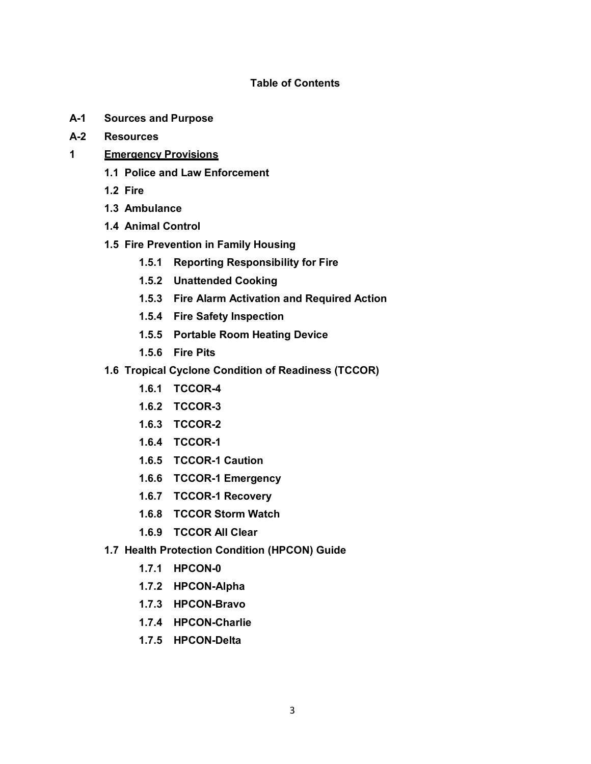# Table of Contents

**A-1 Sources and Purpose**

**A-2 Resources**

**1 <u>Emergency Provisions</u>**

- **1.1 Police and Law Enforcement**
- **1.2 Fire**
- **1.3 Ambulance**
- **1.4 Animal Control**
- **1.5 Fire Prevention in Family Housing**
  - **1.5.1 Reporting Responsibility for Fire**
  - **1.5.2 Unattended Cooking**
  - **1.5.3 Fire Alarm Activation and Required Action**
  - **1.5.4 Fire Safety Inspection**
  - **1.5.5 Portable Room Heating Device**
  - **1.5.6 Fire Pits**
- **1.6 Tropical Cyclone Condition of Readiness (TCCOR)**
  - **1.6.1 TCCOR-4**
  - **1.6.2 TCCOR-3**
  - **1.6.3 TCCOR-2**
  - **1.6.4 TCCOR-1**
  - **1.6.5 TCCOR-1 Caution**
  - **1.6.6 TCCOR-1 Emergency**
  - **1.6.7 TCCOR-1 Recovery**
  - **1.6.8 TCCOR Storm Watch**
  - **1.6.9 TCCOR All Clear**
- **1.7 Health Protection Condition (HPCON) Guide**
  - **1.7.1 HPCON-0**
  - **1.7.2 HPCON-Alpha**
  - **1.7.3 HPCON-Bravo**
  - **1.7.4 HPCON-Charlie**
  - **1.7.5 HPCON-Delta**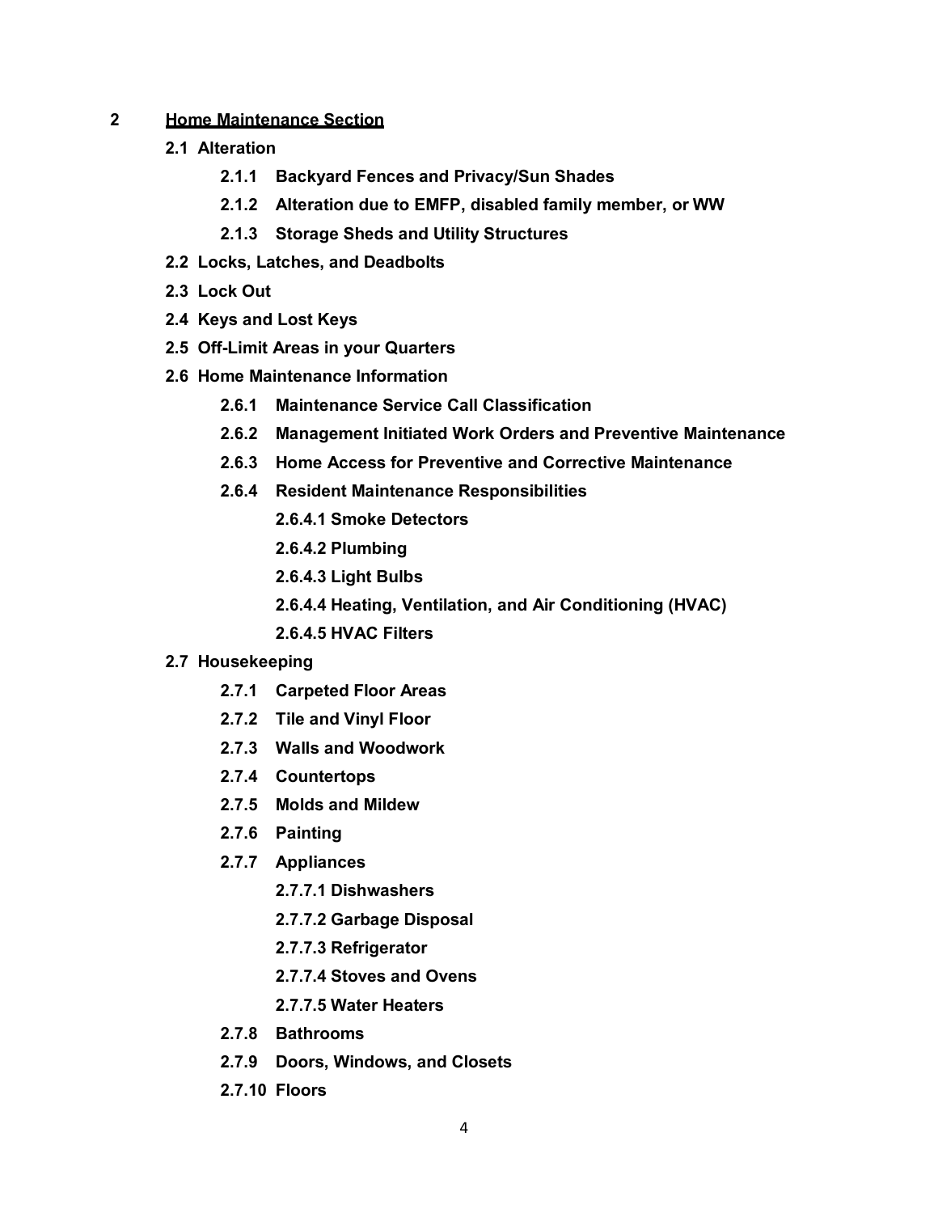**2 <u>Home Maintenance Section</u>**

- **2.1 Alteration**
  - **2.1.1 Backyard Fences and Privacy/Sun Shades**
  - **2.1.2 Alteration due to EMFP, disabled family member, or WW**
  - **2.1.3 Storage Sheds and Utility Structures**
- **2.2 Locks, Latches, and Deadbolts**
- **2.3 Lock Out**
- **2.4 Keys and Lost Keys**
- **2.5 Off-Limit Areas in your Quarters**
- **2.6 Home Maintenance Information**
  - **2.6.1 Maintenance Service Call Classification**
  - **2.6.2 Management Initiated Work Orders and Preventive Maintenance**
  - **2.6.3 Home Access for Preventive and Corrective Maintenance**
  - **2.6.4 Resident Maintenance Responsibilities**
    - **2.6.4.1 Smoke Detectors**
    - **2.6.4.2 Plumbing**
    - **2.6.4.3 Light Bulbs**
    - **2.6.4.4 Heating, Ventilation, and Air Conditioning (HVAC)**
    - **2.6.4.5 HVAC Filters**
- **2.7 Housekeeping**
  - **2.7.1 Carpeted Floor Areas**
  - **2.7.2 Tile and Vinyl Floor**
  - **2.7.3 Walls and Woodwork**
  - **2.7.4 Countertops**
  - **2.7.5 Molds and Mildew**
  - **2.7.6 Painting**
  - **2.7.7 Appliances**
    - **2.7.7.1 Dishwashers**
    - **2.7.7.2 Garbage Disposal**
    - **2.7.7.3 Refrigerator**
    - **2.7.7.4 Stoves and Ovens**
    - **2.7.7.5 Water Heaters**
  - **2.7.8 Bathrooms**
  - **2.7.9 Doors, Windows, and Closets**
  - **2.7.10 Floors**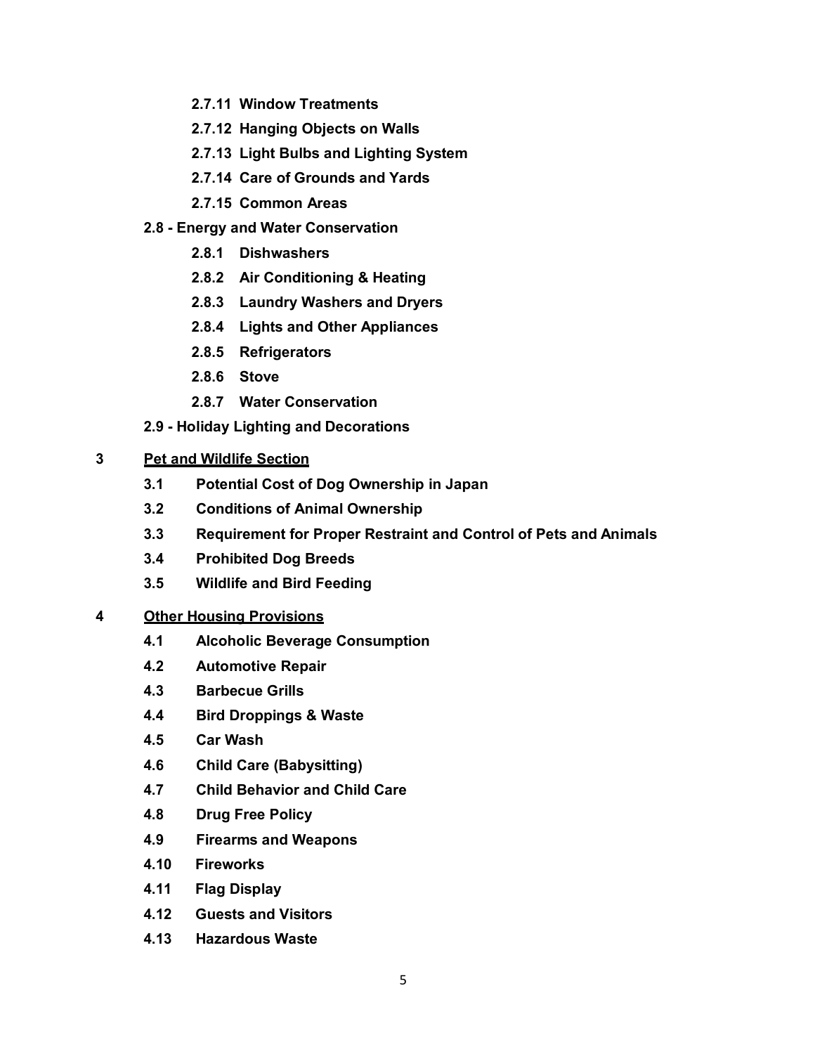**2.7.11 Window Treatments**

**2.7.12 Hanging Objects on Walls**

**2.7.13 Light Bulbs and Lighting System**

**2.7.14 Care of Grounds and Yards**

**2.7.15 Common Areas**

**2.8 - Energy and Water Conservation**

**2.8.1 Dishwashers**

**2.8.2 Air Conditioning & Heating**

**2.8.3 Laundry Washers and Dryers**

**2.8.4 Lights and Other Appliances**

**2.8.5 Refrigerators**

**2.8.6 Stove**

**2.8.7 Water Conservation**

**2.9 - Holiday Lighting and Decorations**

**3 <u>Pet and Wildlife Section</u>**

**3.1 Potential Cost of Dog Ownership in Japan**

**3.2 Conditions of Animal Ownership**

**3.3 Requirement for Proper Restraint and Control of Pets and Animals**

**3.4 Prohibited Dog Breeds**

**3.5 Wildlife and Bird Feeding**

**4 <u>Other Housing Provisions</u>**

**4.1 Alcoholic Beverage Consumption**

**4.2 Automotive Repair**

**4.3 Barbecue Grills**

**4.4 Bird Droppings & Waste**

**4.5 Car Wash**

**4.6 Child Care (Babysitting)**

**4.7 Child Behavior and Child Care**

**4.8 Drug Free Policy**

**4.9 Firearms and Weapons**

**4.10 Fireworks**

**4.11 Flag Display**

**4.12 Guests and Visitors**

**4.13 Hazardous Waste**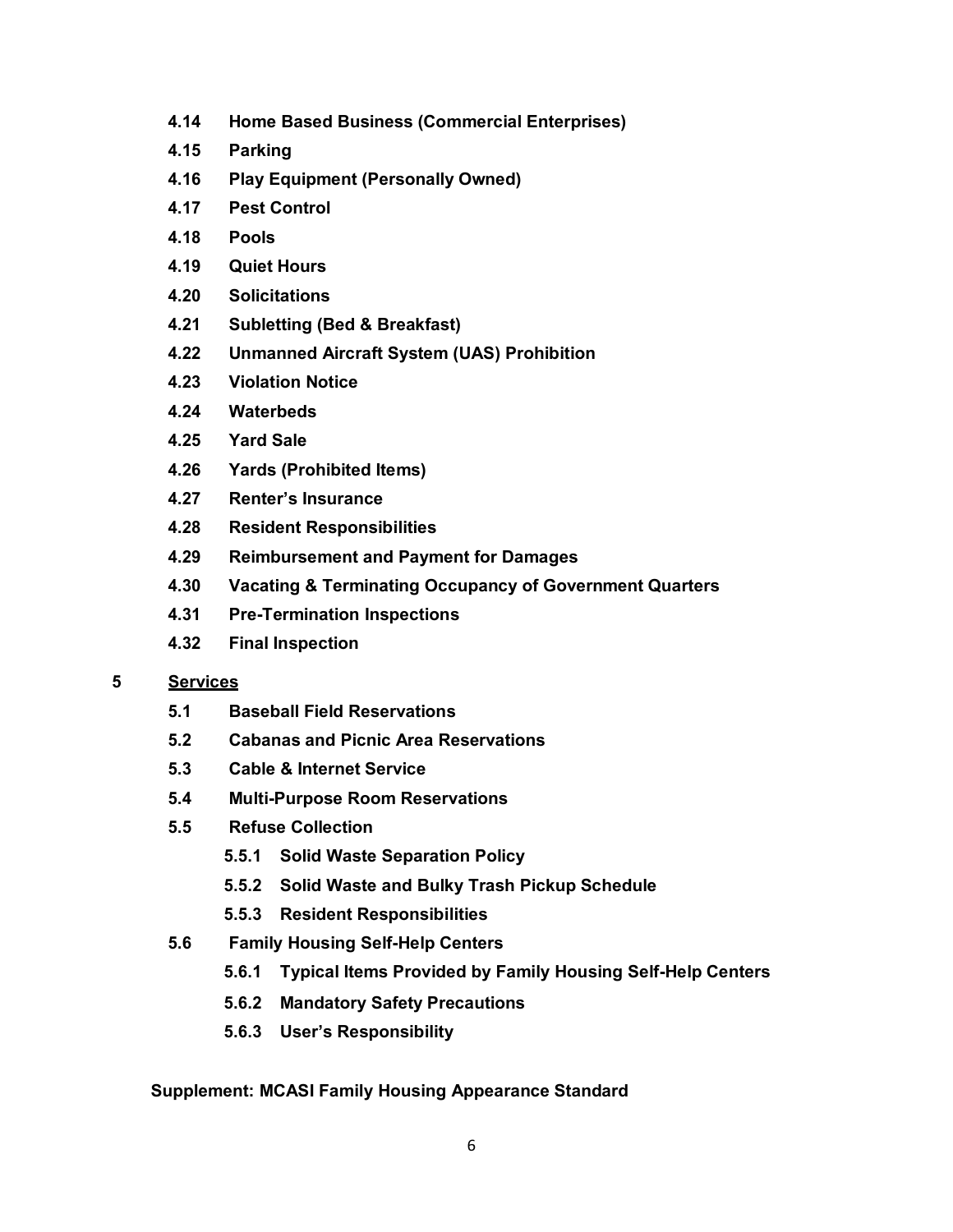**4.14 Home Based Business (Commercial Enterprises)**

**4.15 Parking**

**4.16 Play Equipment (Personally Owned)**

**4.17 Pest Control**

**4.18 Pools**

**4.19 Quiet Hours**

**4.20 Solicitations**

**4.21 Subletting (Bed & Breakfast)**

**4.22 Unmanned Aircraft System (UAS) Prohibition**

**4.23 Violation Notice**

**4.24 Waterbeds**

**4.25 Yard Sale**

**4.26 Yards (Prohibited Items)**

**4.27 Renter's Insurance**

**4.28 Resident Responsibilities**

**4.29 Reimbursement and Payment for Damages**

**4.30 Vacating & Terminating Occupancy of Government Quarters**

**4.31 Pre-Termination Inspections**

**4.32 Final Inspection**

**5 Services**

**5.1 Baseball Field Reservations**

**5.2 Cabanas and Picnic Area Reservations**

**5.3 Cable & Internet Service**

**5.4 Multi-Purpose Room Reservations**

**5.5 Refuse Collection**

**5.5.1 Solid Waste Separation Policy**

**5.5.2 Solid Waste and Bulky Trash Pickup Schedule**

**5.5.3 Resident Responsibilities**

**5.6 Family Housing Self-Help Centers**

**5.6.1 Typical Items Provided by Family Housing Self-Help Centers**

**5.6.2 Mandatory Safety Precautions**

**5.6.3 User's Responsibility**

**Supplement: MCASI Family Housing Appearance Standard**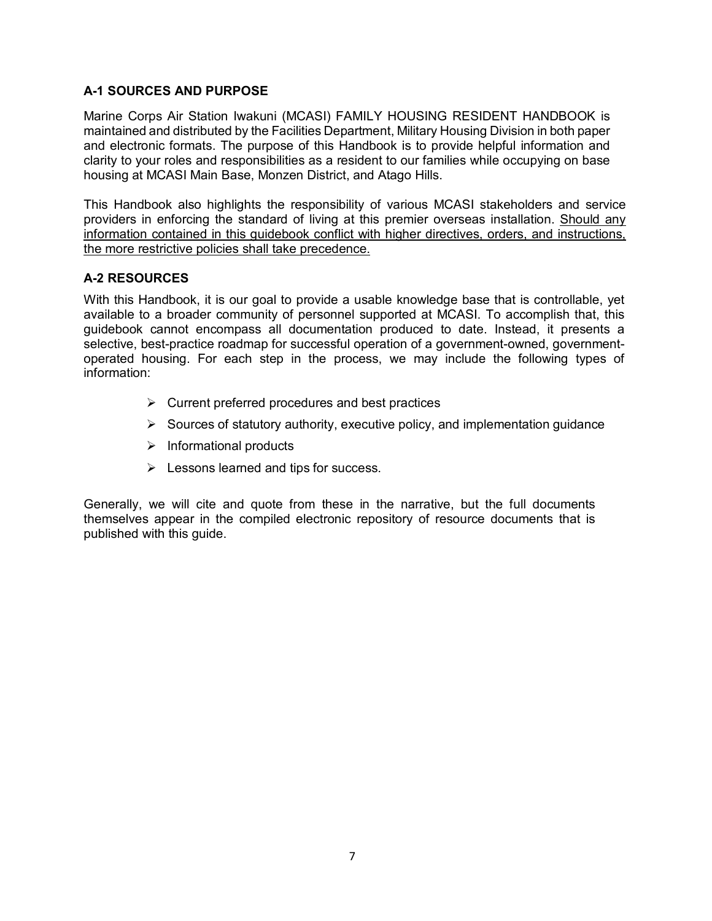## A-1 SOURCES AND PURPOSE

Marine Corps Air Station Iwakuni (MCASI) FAMILY HOUSING RESIDENT HANDBOOK is maintained and distributed by the Facilities Department, Military Housing Division in both paper and electronic formats. The purpose of this Handbook is to provide helpful information and clarity to your roles and responsibilities as a resident to our families while occupying on base housing at MCASI Main Base, Monzen District, and Atago Hills.

This Handbook also highlights the responsibility of various MCASI stakeholders and service providers in enforcing the standard of living at this premier overseas installation. <u>Should any information contained in this guidebook conflict with higher directives, orders, and instructions, the more restrictive policies shall take precedence.</u>

## A-2 RESOURCES

With this Handbook, it is our goal to provide a usable knowledge base that is controllable, yet available to a broader community of personnel supported at MCASI. To accomplish that, this guidebook cannot encompass all documentation produced to date. Instead, it presents a selective, best-practice roadmap for successful operation of a government-owned, government-operated housing. For each step in the process, we may include the following types of information:

- Current preferred procedures and best practices
- Sources of statutory authority, executive policy, and implementation guidance
- Informational products
- Lessons learned and tips for success.

Generally, we will cite and quote from these in the narrative, but the full documents themselves appear in the compiled electronic repository of resource documents that is published with this guide.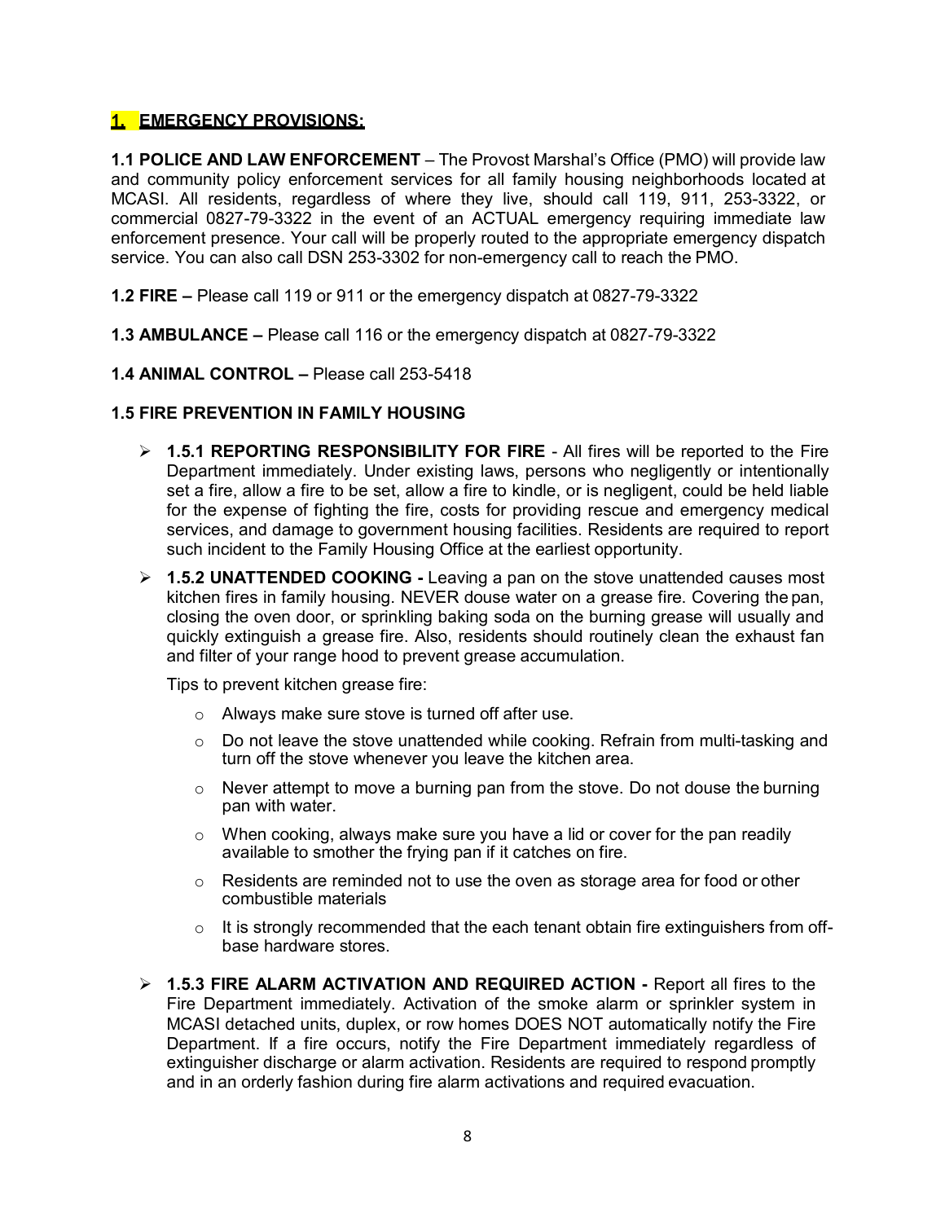## 1. EMERGENCY PROVISIONS:

**1.1 POLICE AND LAW ENFORCEMENT** – The Provost Marshal's Office (PMO) will provide law and community policy enforcement services for all family housing neighborhoods located at MCASI. All residents, regardless of where they live, should call 119, 911, 253-3322, or commercial 0827-79-3322 in the event of an ACTUAL emergency requiring immediate law enforcement presence. Your call will be properly routed to the appropriate emergency dispatch service. You can also call DSN 253-3302 for non-emergency call to reach the PMO.

**1.2 FIRE –** Please call 119 or 911 or the emergency dispatch at 0827-79-3322

**1.3 AMBULANCE –** Please call 116 or the emergency dispatch at 0827-79-3322

**1.4 ANIMAL CONTROL –** Please call 253-5418

**1.5 FIRE PREVENTION IN FAMILY HOUSING**

- **1.5.1 REPORTING RESPONSIBILITY FOR FIRE** - All fires will be reported to the Fire Department immediately. Under existing laws, persons who negligently or intentionally set a fire, allow a fire to be set, allow a fire to kindle, or is negligent, could be held liable for the expense of fighting the fire, costs for providing rescue and emergency medical services, and damage to government housing facilities. Residents are required to report such incident to the Family Housing Office at the earliest opportunity.
- **1.5.2 UNATTENDED COOKING -** Leaving a pan on the stove unattended causes most kitchen fires in family housing. NEVER douse water on a grease fire. Covering the pan, closing the oven door, or sprinkling baking soda on the burning grease will usually and quickly extinguish a grease fire. Also, residents should routinely clean the exhaust fan and filter of your range hood to prevent grease accumulation.

  Tips to prevent kitchen grease fire:

  - Always make sure stove is turned off after use.
  - Do not leave the stove unattended while cooking. Refrain from multi-tasking and turn off the stove whenever you leave the kitchen area.
  - Never attempt to move a burning pan from the stove. Do not douse the burning pan with water.
  - When cooking, always make sure you have a lid or cover for the pan readily available to smother the frying pan if it catches on fire.
  - Residents are reminded not to use the oven as storage area for food or other combustible materials
  - It is strongly recommended that the each tenant obtain fire extinguishers from off-base hardware stores.
- **1.5.3 FIRE ALARM ACTIVATION AND REQUIRED ACTION -** Report all fires to the Fire Department immediately. Activation of the smoke alarm or sprinkler system in MCASI detached units, duplex, or row homes DOES NOT automatically notify the Fire Department. If a fire occurs, notify the Fire Department immediately regardless of extinguisher discharge or alarm activation. Residents are required to respond promptly and in an orderly fashion during fire alarm activations and required evacuation.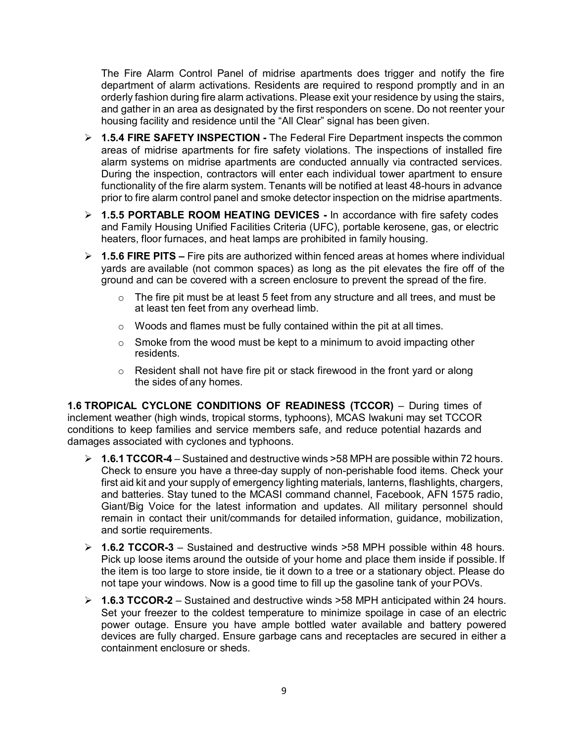The Fire Alarm Control Panel of midrise apartments does trigger and notify the fire department of alarm activations. Residents are required to respond promptly and in an orderly fashion during fire alarm activations. Please exit your residence by using the stairs, and gather in an area as designated by the first responders on scene. Do not reenter your housing facility and residence until the "All Clear" signal has been given.

- **1.5.4 FIRE SAFETY INSPECTION -** The Federal Fire Department inspects the common areas of midrise apartments for fire safety violations. The inspections of installed fire alarm systems on midrise apartments are conducted annually via contracted services. During the inspection, contractors will enter each individual tower apartment to ensure functionality of the fire alarm system. Tenants will be notified at least 48-hours in advance prior to fire alarm control panel and smoke detector inspection on the midrise apartments.

- **1.5.5 PORTABLE ROOM HEATING DEVICES -** In accordance with fire safety codes and Family Housing Unified Facilities Criteria (UFC), portable kerosene, gas, or electric heaters, floor furnaces, and heat lamps are prohibited in family housing.

- **1.5.6 FIRE PITS –** Fire pits are authorized within fenced areas at homes where individual yards are available (not common spaces) as long as the pit elevates the fire off of the ground and can be covered with a screen enclosure to prevent the spread of the fire.
  - The fire pit must be at least 5 feet from any structure and all trees, and must be at least ten feet from any overhead limb.
  - Woods and flames must be fully contained within the pit at all times.
  - Smoke from the wood must be kept to a minimum to avoid impacting other residents.
  - Resident shall not have fire pit or stack firewood in the front yard or along the sides of any homes.

**1.6 TROPICAL CYCLONE CONDITIONS OF READINESS (TCCOR)** – During times of inclement weather (high winds, tropical storms, typhoons), MCAS Iwakuni may set TCCOR conditions to keep families and service members safe, and reduce potential hazards and damages associated with cyclones and typhoons.

- **1.6.1 TCCOR-4** – Sustained and destructive winds >58 MPH are possible within 72 hours. Check to ensure you have a three-day supply of non-perishable food items. Check your first aid kit and your supply of emergency lighting materials, lanterns, flashlights, chargers, and batteries. Stay tuned to the MCASI command channel, Facebook, AFN 1575 radio, Giant/Big Voice for the latest information and updates. All military personnel should remain in contact their unit/commands for detailed information, guidance, mobilization, and sortie requirements.

- **1.6.2 TCCOR-3** – Sustained and destructive winds >58 MPH possible within 48 hours. Pick up loose items around the outside of your home and place them inside if possible. If the item is too large to store inside, tie it down to a tree or a stationary object. Please do not tape your windows. Now is a good time to fill up the gasoline tank of your POVs.

- **1.6.3 TCCOR-2** – Sustained and destructive winds >58 MPH anticipated within 24 hours. Set your freezer to the coldest temperature to minimize spoilage in case of an electric power outage. Ensure you have ample bottled water available and battery powered devices are fully charged. Ensure garbage cans and receptacles are secured in either a containment enclosure or sheds.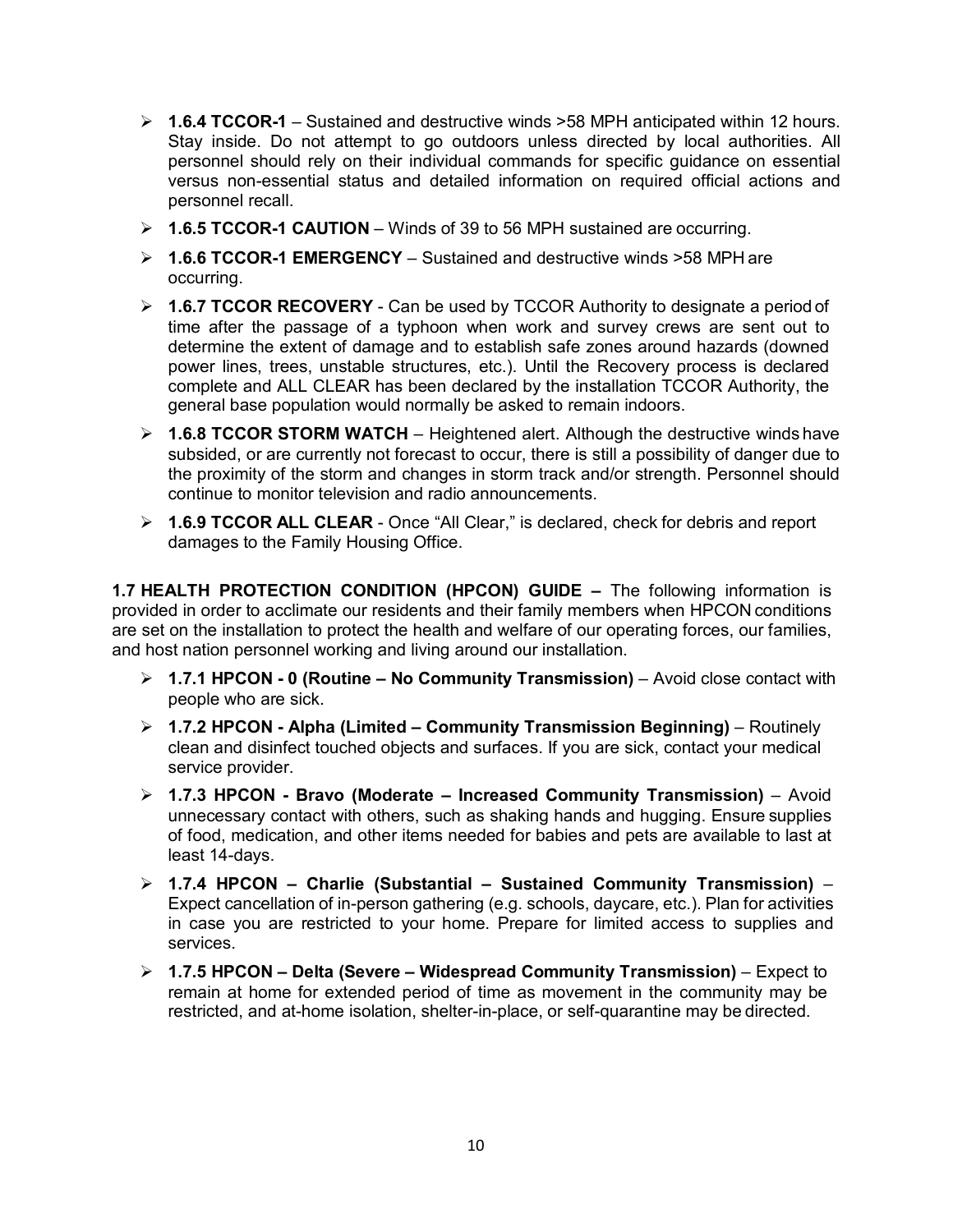- **1.6.4 TCCOR-1** – Sustained and destructive winds >58 MPH anticipated within 12 hours. Stay inside. Do not attempt to go outdoors unless directed by local authorities. All personnel should rely on their individual commands for specific guidance on essential versus non-essential status and detailed information on required official actions and personnel recall.
- **1.6.5 TCCOR-1 CAUTION** – Winds of 39 to 56 MPH sustained are occurring.
- **1.6.6 TCCOR-1 EMERGENCY** – Sustained and destructive winds >58 MPH are occurring.
- **1.6.7 TCCOR RECOVERY** - Can be used by TCCOR Authority to designate a period of time after the passage of a typhoon when work and survey crews are sent out to determine the extent of damage and to establish safe zones around hazards (downed power lines, trees, unstable structures, etc.). Until the Recovery process is declared complete and ALL CLEAR has been declared by the installation TCCOR Authority, the general base population would normally be asked to remain indoors.
- **1.6.8 TCCOR STORM WATCH** – Heightened alert. Although the destructive winds have subsided, or are currently not forecast to occur, there is still a possibility of danger due to the proximity of the storm and changes in storm track and/or strength. Personnel should continue to monitor television and radio announcements.
- **1.6.9 TCCOR ALL CLEAR** - Once "All Clear," is declared, check for debris and report damages to the Family Housing Office.

**1.7 HEALTH PROTECTION CONDITION (HPCON) GUIDE –** The following information is provided in order to acclimate our residents and their family members when HPCON conditions are set on the installation to protect the health and welfare of our operating forces, our families, and host nation personnel working and living around our installation.

- **1.7.1 HPCON - 0 (Routine – No Community Transmission)** – Avoid close contact with people who are sick.
- **1.7.2 HPCON - Alpha (Limited – Community Transmission Beginning)** – Routinely clean and disinfect touched objects and surfaces. If you are sick, contact your medical service provider.
- **1.7.3 HPCON - Bravo (Moderate – Increased Community Transmission)** – Avoid unnecessary contact with others, such as shaking hands and hugging. Ensure supplies of food, medication, and other items needed for babies and pets are available to last at least 14-days.
- **1.7.4 HPCON – Charlie (Substantial – Sustained Community Transmission)** – Expect cancellation of in-person gathering (e.g. schools, daycare, etc.). Plan for activities in case you are restricted to your home. Prepare for limited access to supplies and services.
- **1.7.5 HPCON – Delta (Severe – Widespread Community Transmission)** – Expect to remain at home for extended period of time as movement in the community may be restricted, and at-home isolation, shelter-in-place, or self-quarantine may be directed.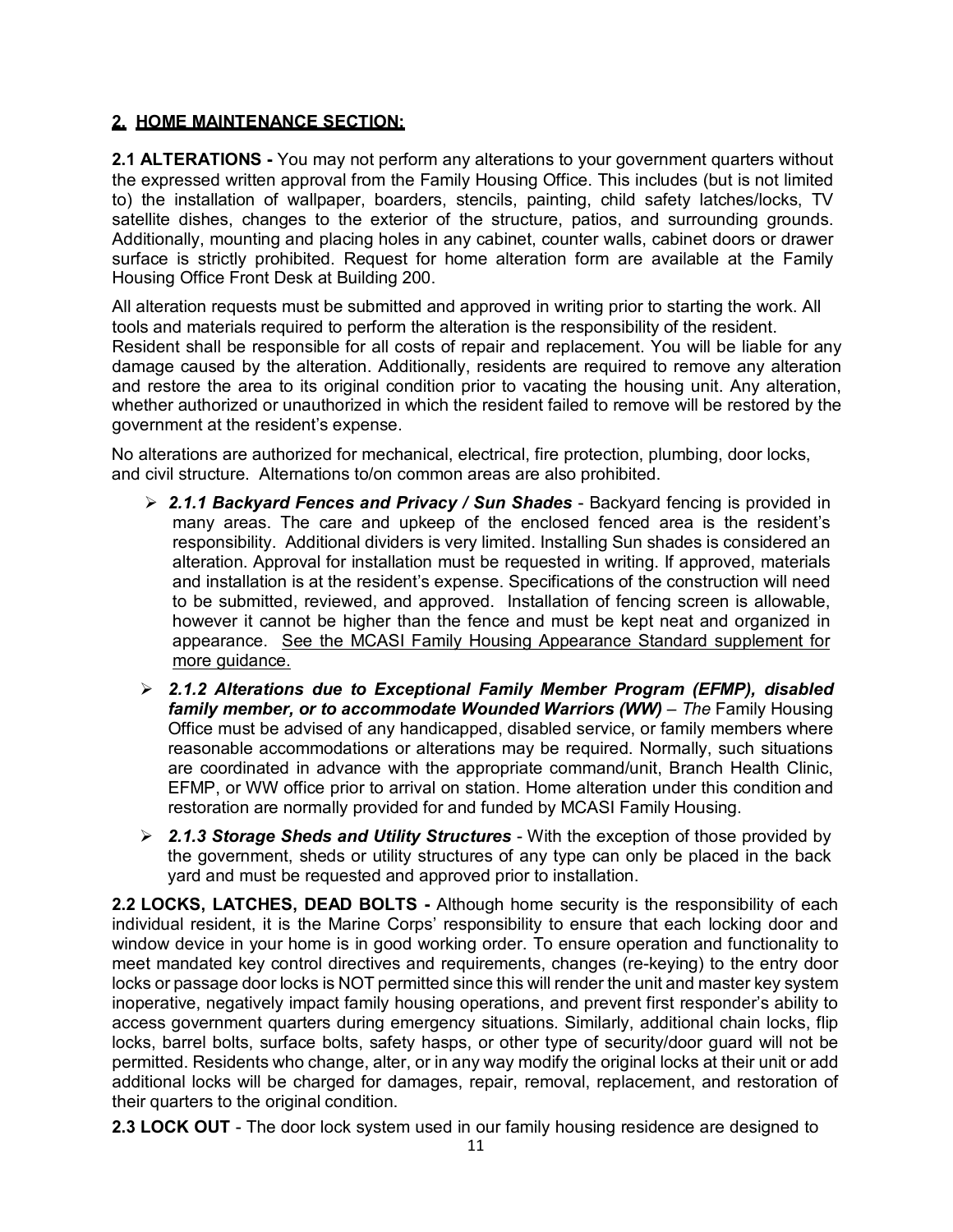## 2. HOME MAINTENANCE SECTION:

**2.1 ALTERATIONS -** You may not perform any alterations to your government quarters without the expressed written approval from the Family Housing Office. This includes (but is not limited to) the installation of wallpaper, boarders, stencils, painting, child safety latches/locks, TV satellite dishes, changes to the exterior of the structure, patios, and surrounding grounds. Additionally, mounting and placing holes in any cabinet, counter walls, cabinet doors or drawer surface is strictly prohibited. Request for home alteration form are available at the Family Housing Office Front Desk at Building 200.

All alteration requests must be submitted and approved in writing prior to starting the work. All tools and materials required to perform the alteration is the responsibility of the resident. Resident shall be responsible for all costs of repair and replacement. You will be liable for any damage caused by the alteration. Additionally, residents are required to remove any alteration and restore the area to its original condition prior to vacating the housing unit. Any alteration, whether authorized or unauthorized in which the resident failed to remove will be restored by the government at the resident's expense.

No alterations are authorized for mechanical, electrical, fire protection, plumbing, door locks, and civil structure. Alternations to/on common areas are also prohibited.

- ***2.1.1 Backyard Fences and Privacy / Sun Shades*** - Backyard fencing is provided in many areas. The care and upkeep of the enclosed fenced area is the resident's responsibility. Additional dividers is very limited. Installing Sun shades is considered an alteration. Approval for installation must be requested in writing. If approved, materials and installation is at the resident's expense. Specifications of the construction will need to be submitted, reviewed, and approved. Installation of fencing screen is allowable, however it cannot be higher than the fence and must be kept neat and organized in appearance. <u>See the MCASI Family Housing Appearance Standard supplement for more guidance.</u>
- ***2.1.2 Alterations due to Exceptional Family Member Program (EFMP), disabled family member, or to accommodate Wounded Warriors (WW)*** – *The* Family Housing Office must be advised of any handicapped, disabled service, or family members where reasonable accommodations or alterations may be required. Normally, such situations are coordinated in advance with the appropriate command/unit, Branch Health Clinic, EFMP, or WW office prior to arrival on station. Home alteration under this condition and restoration are normally provided for and funded by MCASI Family Housing.
- ***2.1.3 Storage Sheds and Utility Structures*** - With the exception of those provided by the government, sheds or utility structures of any type can only be placed in the back yard and must be requested and approved prior to installation.

**2.2 LOCKS, LATCHES, DEAD BOLTS -** Although home security is the responsibility of each individual resident, it is the Marine Corps' responsibility to ensure that each locking door and window device in your home is in good working order. To ensure operation and functionality to meet mandated key control directives and requirements, changes (re-keying) to the entry door locks or passage door locks is NOT permitted since this will render the unit and master key system inoperative, negatively impact family housing operations, and prevent first responder's ability to access government quarters during emergency situations. Similarly, additional chain locks, flip locks, barrel bolts, surface bolts, safety hasps, or other type of security/door guard will not be permitted. Residents who change, alter, or in any way modify the original locks at their unit or add additional locks will be charged for damages, repair, removal, replacement, and restoration of their quarters to the original condition.

**2.3 LOCK OUT** - The door lock system used in our family housing residence are designed to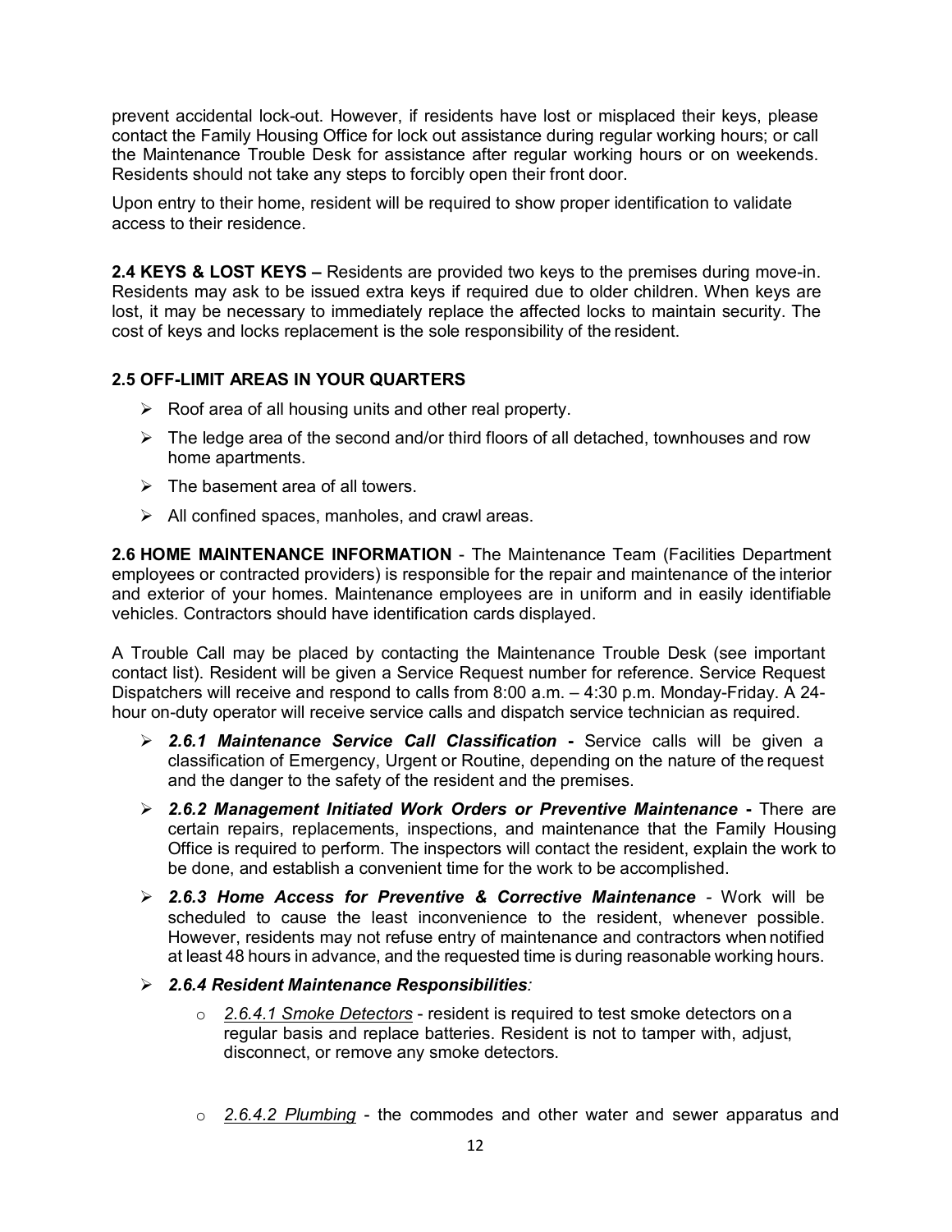prevent accidental lock-out. However, if residents have lost or misplaced their keys, please contact the Family Housing Office for lock out assistance during regular working hours; or call the Maintenance Trouble Desk for assistance after regular working hours or on weekends. Residents should not take any steps to forcibly open their front door.

Upon entry to their home, resident will be required to show proper identification to validate access to their residence.

**2.4 KEYS & LOST KEYS –** Residents are provided two keys to the premises during move-in. Residents may ask to be issued extra keys if required due to older children. When keys are lost, it may be necessary to immediately replace the affected locks to maintain security. The cost of keys and locks replacement is the sole responsibility of the resident.

**2.5 OFF-LIMIT AREAS IN YOUR QUARTERS**

- Roof area of all housing units and other real property.
- The ledge area of the second and/or third floors of all detached, townhouses and row home apartments.
- The basement area of all towers.
- All confined spaces, manholes, and crawl areas.

**2.6 HOME MAINTENANCE INFORMATION** - The Maintenance Team (Facilities Department employees or contracted providers) is responsible for the repair and maintenance of the interior and exterior of your homes. Maintenance employees are in uniform and in easily identifiable vehicles. Contractors should have identification cards displayed.

A Trouble Call may be placed by contacting the Maintenance Trouble Desk (see important contact list). Resident will be given a Service Request number for reference. Service Request Dispatchers will receive and respond to calls from 8:00 a.m. – 4:30 p.m. Monday-Friday. A 24-hour on-duty operator will receive service calls and dispatch service technician as required.

- ***2.6.1 Maintenance Service Call Classification -*** Service calls will be given a classification of Emergency, Urgent or Routine, depending on the nature of the request and the danger to the safety of the resident and the premises.
- ***2.6.2 Management Initiated Work Orders or Preventive Maintenance -*** There are certain repairs, replacements, inspections, and maintenance that the Family Housing Office is required to perform. The inspectors will contact the resident, explain the work to be done, and establish a convenient time for the work to be accomplished.
- ***2.6.3 Home Access for Preventive & Corrective Maintenance*** - Work will be scheduled to cause the least inconvenience to the resident, whenever possible. However, residents may not refuse entry of maintenance and contractors when notified at least 48 hours in advance, and the requested time is during reasonable working hours.
- ***2.6.4 Resident Maintenance Responsibilities****:*
  - *2.6.4.1 Smoke Detectors* - resident is required to test smoke detectors on a regular basis and replace batteries. Resident is not to tamper with, adjust, disconnect, or remove any smoke detectors.
  - *2.6.4.2 Plumbing* - the commodes and other water and sewer apparatus and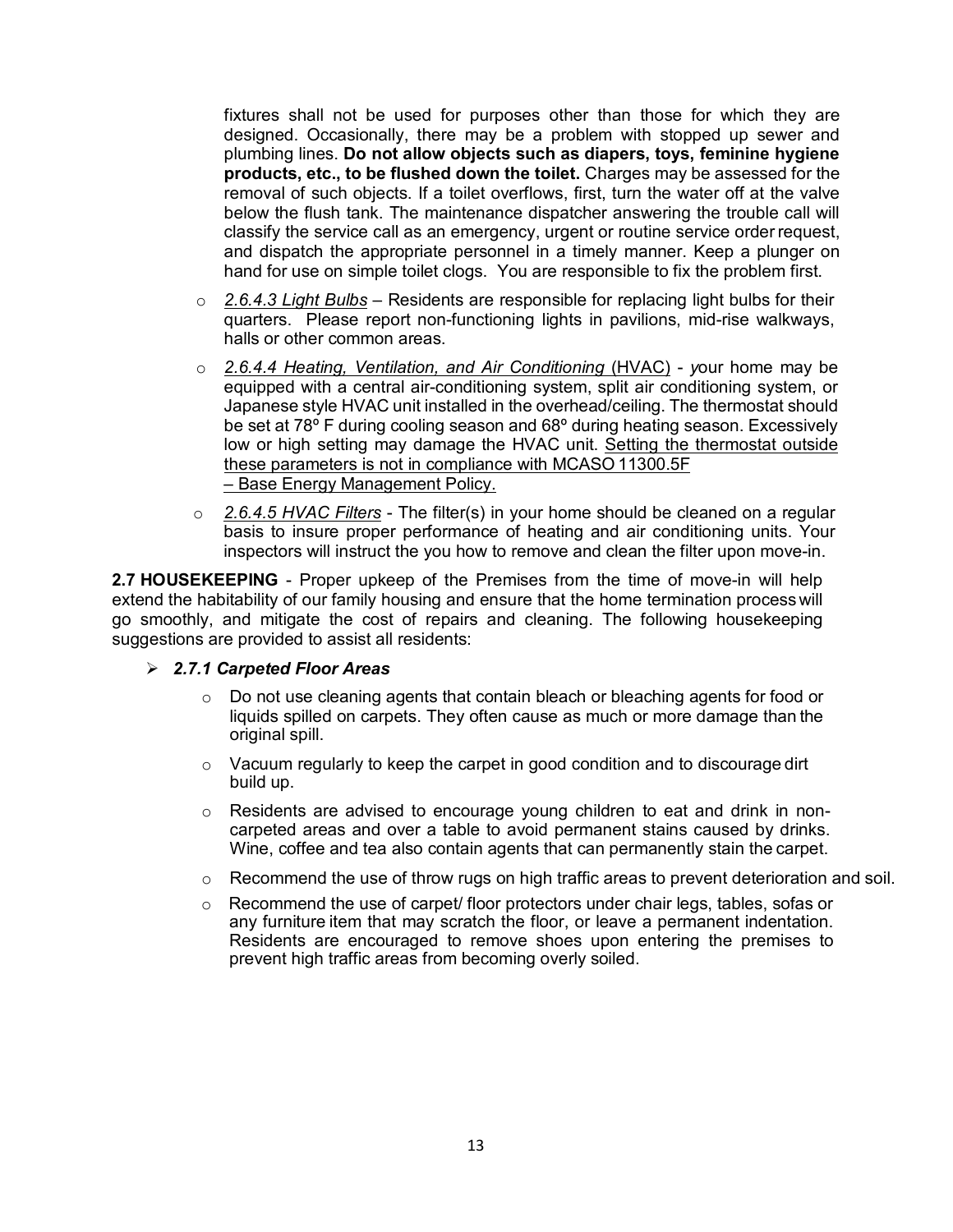fixtures shall not be used for purposes other than those for which they are designed. Occasionally, there may be a problem with stopped up sewer and plumbing lines. **Do not allow objects such as diapers, toys, feminine hygiene products, etc., to be flushed down the toilet.** Charges may be assessed for the removal of such objects. If a toilet overflows, first, turn the water off at the valve below the flush tank. The maintenance dispatcher answering the trouble call will classify the service call as an emergency, urgent or routine service order request, and dispatch the appropriate personnel in a timely manner. Keep a plunger on hand for use on simple toilet clogs. You are responsible to fix the problem first.

- *2.6.4.3 Light Bulbs* – Residents are responsible for replacing light bulbs for their quarters. Please report non-functioning lights in pavilions, mid-rise walkways, halls or other common areas.
- *2.6.4.4 Heating, Ventilation, and Air Conditioning* (HVAC) - *y*our home may be equipped with a central air-conditioning system, split air conditioning system, or Japanese style HVAC unit installed in the overhead/ceiling. The thermostat should be set at 78º F during cooling season and 68º during heating season. Excessively low or high setting may damage the HVAC unit. Setting the thermostat outside these parameters is not in compliance with MCASO 11300.5F – Base Energy Management Policy.
- *2.6.4.5 HVAC Filters* - The filter(s) in your home should be cleaned on a regular basis to insure proper performance of heating and air conditioning units. Your inspectors will instruct the you how to remove and clean the filter upon move-in.

**2.7 HOUSEKEEPING** - Proper upkeep of the Premises from the time of move-in will help extend the habitability of our family housing and ensure that the home termination process will go smoothly, and mitigate the cost of repairs and cleaning. The following housekeeping suggestions are provided to assist all residents:

- ***2.7.1 Carpeted Floor Areas***
  - Do not use cleaning agents that contain bleach or bleaching agents for food or liquids spilled on carpets. They often cause as much or more damage than the original spill.
  - Vacuum regularly to keep the carpet in good condition and to discourage dirt build up.
  - Residents are advised to encourage young children to eat and drink in non-carpeted areas and over a table to avoid permanent stains caused by drinks. Wine, coffee and tea also contain agents that can permanently stain the carpet.
  - Recommend the use of throw rugs on high traffic areas to prevent deterioration and soil.
  - Recommend the use of carpet/ floor protectors under chair legs, tables, sofas or any furniture item that may scratch the floor, or leave a permanent indentation. Residents are encouraged to remove shoes upon entering the premises to prevent high traffic areas from becoming overly soiled.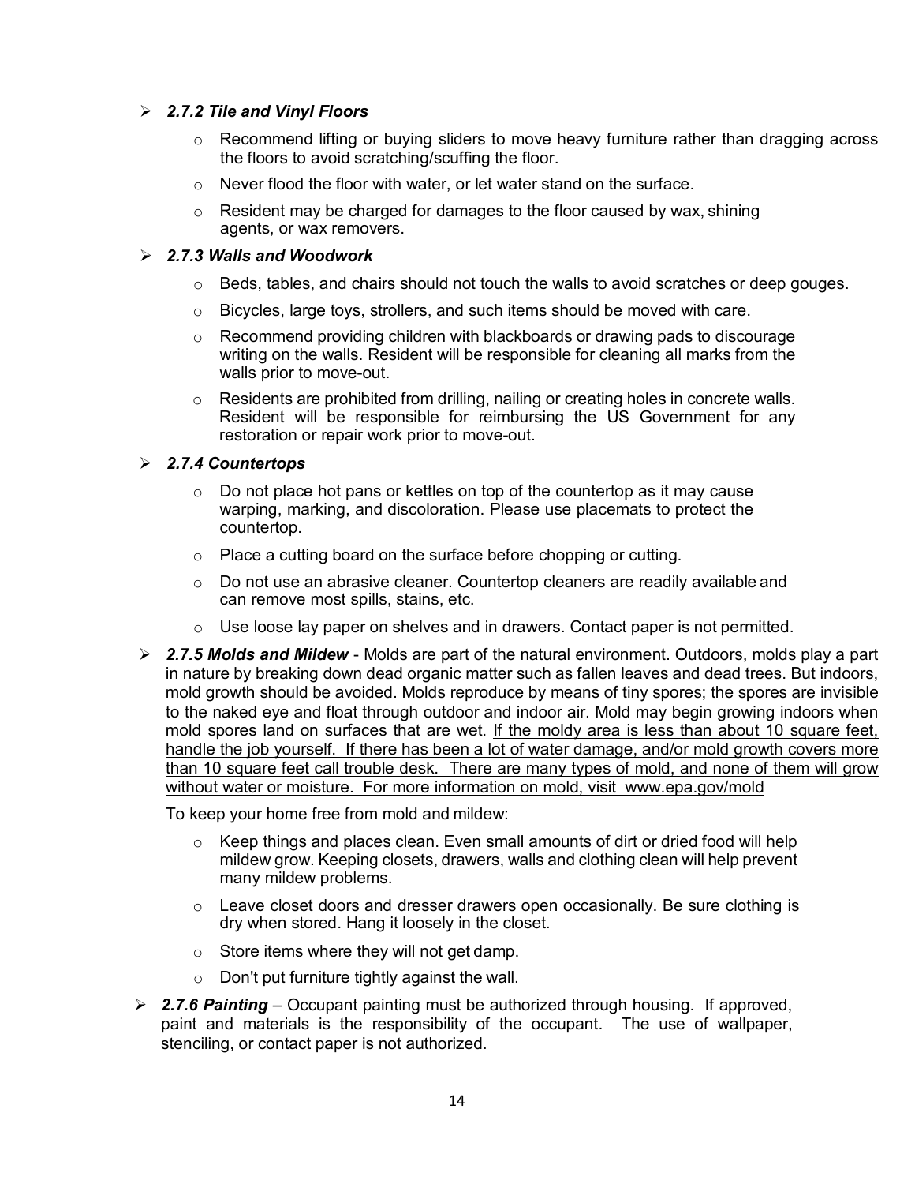- ***2.7.2 Tile and Vinyl Floors***
  - Recommend lifting or buying sliders to move heavy furniture rather than dragging across the floors to avoid scratching/scuffing the floor.
  - Never flood the floor with water, or let water stand on the surface.
  - Resident may be charged for damages to the floor caused by wax, shining agents, or wax removers.

- ***2.7.3 Walls and Woodwork***
  - Beds, tables, and chairs should not touch the walls to avoid scratches or deep gouges.
  - Bicycles, large toys, strollers, and such items should be moved with care.
  - Recommend providing children with blackboards or drawing pads to discourage writing on the walls. Resident will be responsible for cleaning all marks from the walls prior to move-out.
  - Residents are prohibited from drilling, nailing or creating holes in concrete walls. Resident will be responsible for reimbursing the US Government for any restoration or repair work prior to move-out.

- ***2.7.4 Countertops***
  - Do not place hot pans or kettles on top of the countertop as it may cause warping, marking, and discoloration. Please use placemats to protect the countertop.
  - Place a cutting board on the surface before chopping or cutting.
  - Do not use an abrasive cleaner. Countertop cleaners are readily available and can remove most spills, stains, etc.
  - Use loose lay paper on shelves and in drawers. Contact paper is not permitted.

- ***2.7.5 Molds and Mildew*** - Molds are part of the natural environment. Outdoors, molds play a part in nature by breaking down dead organic matter such as fallen leaves and dead trees. But indoors, mold growth should be avoided. Molds reproduce by means of tiny spores; the spores are invisible to the naked eye and float through outdoor and indoor air. Mold may begin growing indoors when mold spores land on surfaces that are wet. <u>If the moldy area is less than about 10 square feet, handle the job yourself. If there has been a lot of water damage, and/or mold growth covers more than 10 square feet call trouble desk. There are many types of mold, and none of them will grow without water or moisture. For more information on mold, visit www.epa.gov/mold</u>

  To keep your home free from mold and mildew:

  - Keep things and places clean. Even small amounts of dirt or dried food will help mildew grow. Keeping closets, drawers, walls and clothing clean will help prevent many mildew problems.
  - Leave closet doors and dresser drawers open occasionally. Be sure clothing is dry when stored. Hang it loosely in the closet.
  - Store items where they will not get damp.
  - Don't put furniture tightly against the wall.

- ***2.7.6 Painting*** – Occupant painting must be authorized through housing. If approved, paint and materials is the responsibility of the occupant. The use of wallpaper, stenciling, or contact paper is not authorized.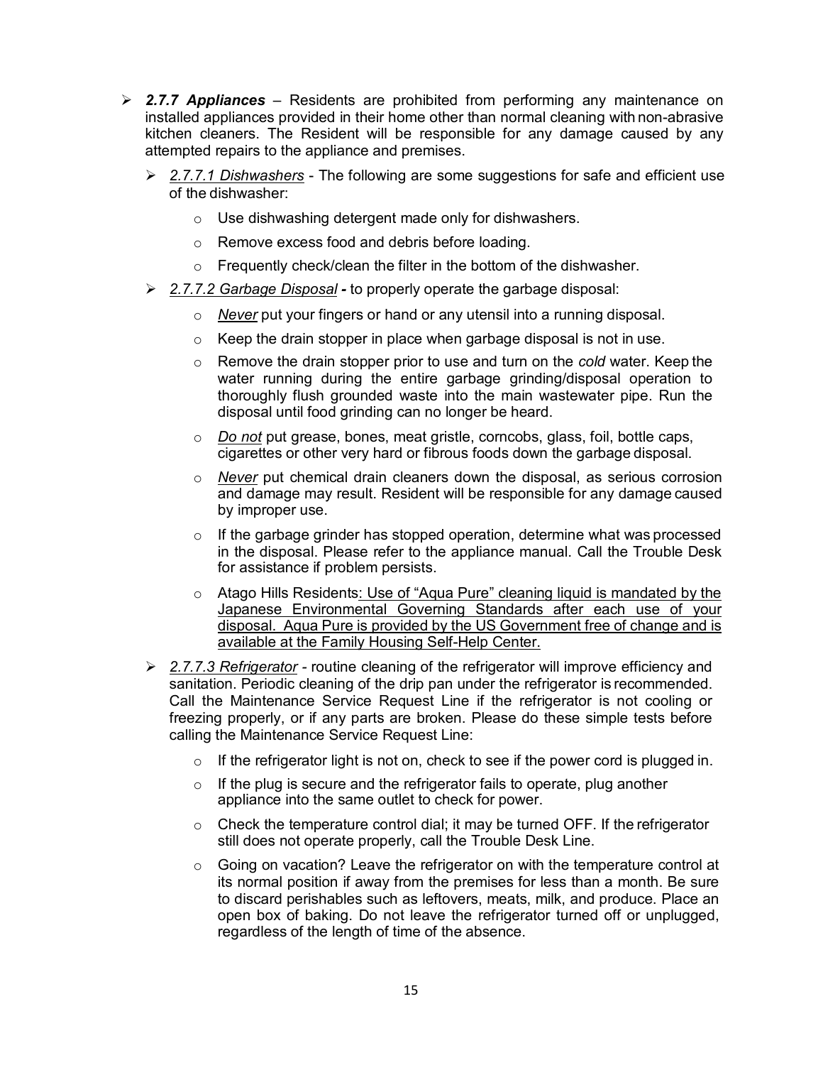- ***2.7.7 Appliances*** – Residents are prohibited from performing any maintenance on installed appliances provided in their home other than normal cleaning with non-abrasive kitchen cleaners. The Resident will be responsible for any damage caused by any attempted repairs to the appliance and premises.
  - *2.7.7.1 Dishwashers* - The following are some suggestions for safe and efficient use of the dishwasher:
    - Use dishwashing detergent made only for dishwashers.
    - Remove excess food and debris before loading.
    - Frequently check/clean the filter in the bottom of the dishwasher.
  - *2.7.7.2 Garbage Disposal* **-** to properly operate the garbage disposal:
    - *Never* put your fingers or hand or any utensil into a running disposal.
    - Keep the drain stopper in place when garbage disposal is not in use.
    - Remove the drain stopper prior to use and turn on the *cold* water. Keep the water running during the entire garbage grinding/disposal operation to thoroughly flush grounded waste into the main wastewater pipe. Run the disposal until food grinding can no longer be heard.
    - *Do not* put grease, bones, meat gristle, corncobs, glass, foil, bottle caps, cigarettes or other very hard or fibrous foods down the garbage disposal.
    - *Never* put chemical drain cleaners down the disposal, as serious corrosion and damage may result. Resident will be responsible for any damage caused by improper use.
    - If the garbage grinder has stopped operation, determine what was processed in the disposal. Please refer to the appliance manual. Call the Trouble Desk for assistance if problem persists.
    - Atago Hills Residents: Use of "Aqua Pure" cleaning liquid is mandated by the Japanese Environmental Governing Standards after each use of your disposal. Aqua Pure is provided by the US Government free of change and is available at the Family Housing Self-Help Center.
  - *2.7.7.3 Refrigerator* - routine cleaning of the refrigerator will improve efficiency and sanitation. Periodic cleaning of the drip pan under the refrigerator is recommended. Call the Maintenance Service Request Line if the refrigerator is not cooling or freezing properly, or if any parts are broken. Please do these simple tests before calling the Maintenance Service Request Line:
    - If the refrigerator light is not on, check to see if the power cord is plugged in.
    - If the plug is secure and the refrigerator fails to operate, plug another appliance into the same outlet to check for power.
    - Check the temperature control dial; it may be turned OFF. If the refrigerator still does not operate properly, call the Trouble Desk Line.
    - Going on vacation? Leave the refrigerator on with the temperature control at its normal position if away from the premises for less than a month. Be sure to discard perishables such as leftovers, meats, milk, and produce. Place an open box of baking. Do not leave the refrigerator turned off or unplugged, regardless of the length of time of the absence.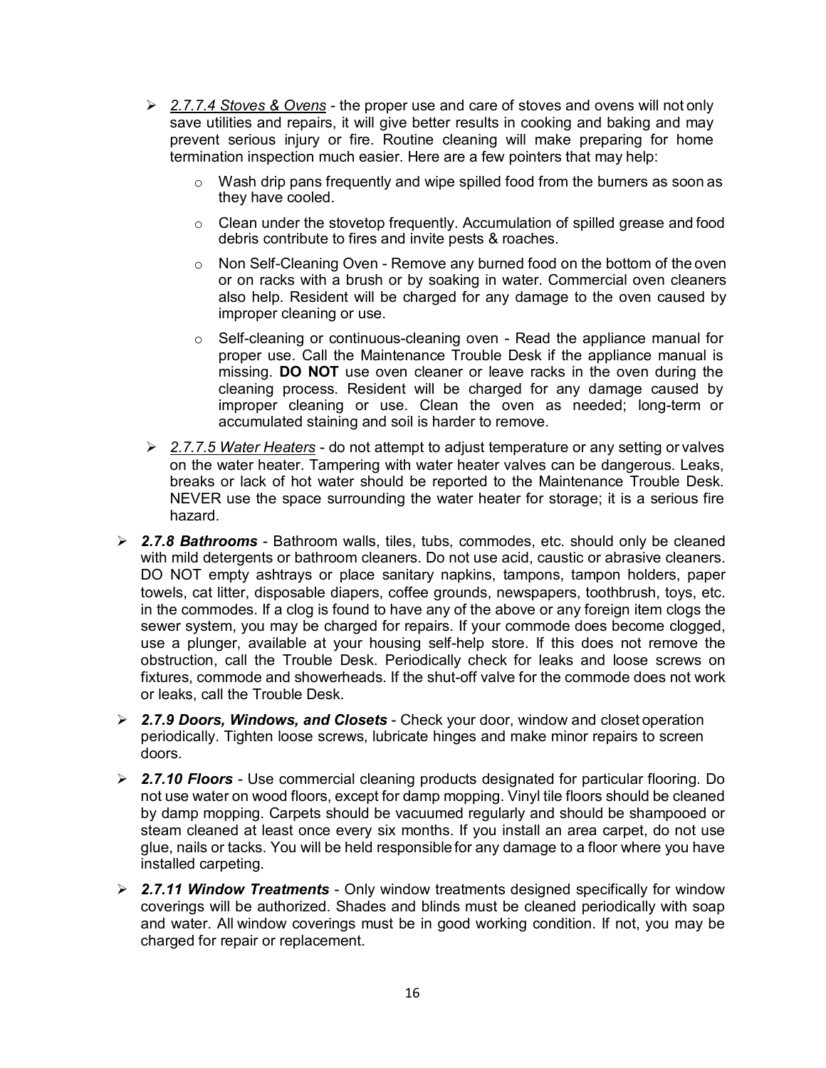- *2.7.7.4 Stoves & Ovens* - the proper use and care of stoves and ovens will not only save utilities and repairs, it will give better results in cooking and baking and may prevent serious injury or fire. Routine cleaning will make preparing for home termination inspection much easier. Here are a few pointers that may help:
  - Wash drip pans frequently and wipe spilled food from the burners as soon as they have cooled.
  - Clean under the stovetop frequently. Accumulation of spilled grease and food debris contribute to fires and invite pests & roaches.
  - Non Self-Cleaning Oven - Remove any burned food on the bottom of the oven or on racks with a brush or by soaking in water. Commercial oven cleaners also help. Resident will be charged for any damage to the oven caused by improper cleaning or use.
  - Self-cleaning or continuous-cleaning oven - Read the appliance manual for proper use. Call the Maintenance Trouble Desk if the appliance manual is missing. **DO NOT** use oven cleaner or leave racks in the oven during the cleaning process. Resident will be charged for any damage caused by improper cleaning or use. Clean the oven as needed; long-term or accumulated staining and soil is harder to remove.
- *2.7.7.5 Water Heaters* - do not attempt to adjust temperature or any setting or valves on the water heater. Tampering with water heater valves can be dangerous. Leaks, breaks or lack of hot water should be reported to the Maintenance Trouble Desk. NEVER use the space surrounding the water heater for storage; it is a serious fire hazard.

- ***2.7.8 Bathrooms*** - Bathroom walls, tiles, tubs, commodes, etc. should only be cleaned with mild detergents or bathroom cleaners. Do not use acid, caustic or abrasive cleaners. DO NOT empty ashtrays or place sanitary napkins, tampons, tampon holders, paper towels, cat litter, disposable diapers, coffee grounds, newspapers, toothbrush, toys, etc. in the commodes. If a clog is found to have any of the above or any foreign item clogs the sewer system, you may be charged for repairs. If your commode does become clogged, use a plunger, available at your housing self-help store. If this does not remove the obstruction, call the Trouble Desk. Periodically check for leaks and loose screws on fixtures, commode and showerheads. If the shut-off valve for the commode does not work or leaks, call the Trouble Desk.
- ***2.7.9 Doors, Windows, and Closets*** - Check your door, window and closet operation periodically. Tighten loose screws, lubricate hinges and make minor repairs to screen doors.
- ***2.7.10 Floors*** - Use commercial cleaning products designated for particular flooring. Do not use water on wood floors, except for damp mopping. Vinyl tile floors should be cleaned by damp mopping. Carpets should be vacuumed regularly and should be shampooed or steam cleaned at least once every six months. If you install an area carpet, do not use glue, nails or tacks. You will be held responsible for any damage to a floor where you have installed carpeting.
- ***2.7.11 Window Treatments*** - Only window treatments designed specifically for window coverings will be authorized. Shades and blinds must be cleaned periodically with soap and water. All window coverings must be in good working condition. If not, you may be charged for repair or replacement.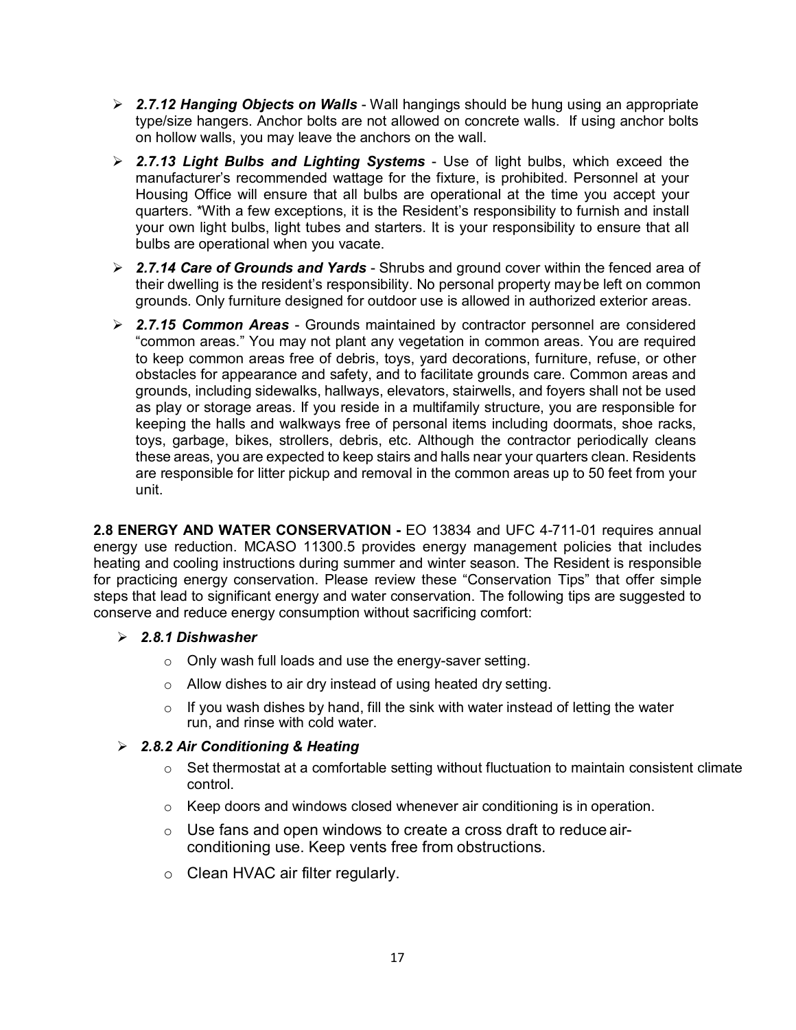- ***2.7.12 Hanging Objects on Walls*** - Wall hangings should be hung using an appropriate type/size hangers. Anchor bolts are not allowed on concrete walls. If using anchor bolts on hollow walls, you may leave the anchors on the wall.
- ***2.7.13 Light Bulbs and Lighting Systems*** - Use of light bulbs, which exceed the manufacturer's recommended wattage for the fixture, is prohibited. Personnel at your Housing Office will ensure that all bulbs are operational at the time you accept your quarters. *With a few exceptions, it is the Resident's responsibility to furnish and install your own light bulbs, light tubes and starters. It is your responsibility to ensure that all bulbs are operational when you vacate.
- ***2.7.14 Care of Grounds and Yards*** - Shrubs and ground cover within the fenced area of their dwelling is the resident's responsibility. No personal property may be left on common grounds. Only furniture designed for outdoor use is allowed in authorized exterior areas.
- ***2.7.15 Common Areas*** - Grounds maintained by contractor personnel are considered "common areas." You may not plant any vegetation in common areas. You are required to keep common areas free of debris, toys, yard decorations, furniture, refuse, or other obstacles for appearance and safety, and to facilitate grounds care. Common areas and grounds, including sidewalks, hallways, elevators, stairwells, and foyers shall not be used as play or storage areas. If you reside in a multifamily structure, you are responsible for keeping the halls and walkways free of personal items including doormats, shoe racks, toys, garbage, bikes, strollers, debris, etc. Although the contractor periodically cleans these areas, you are expected to keep stairs and halls near your quarters clean. Residents are responsible for litter pickup and removal in the common areas up to 50 feet from your unit.

**2.8 ENERGY AND WATER CONSERVATION -** EO 13834 and UFC 4-711-01 requires annual energy use reduction. MCASO 11300.5 provides energy management policies that includes heating and cooling instructions during summer and winter season. The Resident is responsible for practicing energy conservation. Please review these "Conservation Tips" that offer simple steps that lead to significant energy and water conservation. The following tips are suggested to conserve and reduce energy consumption without sacrificing comfort:

- ***2.8.1 Dishwasher***
  - Only wash full loads and use the energy-saver setting.
  - Allow dishes to air dry instead of using heated dry setting.
  - If you wash dishes by hand, fill the sink with water instead of letting the water run, and rinse with cold water.
- ***2.8.2 Air Conditioning & Heating***
  - Set thermostat at a comfortable setting without fluctuation to maintain consistent climate control.
  - Keep doors and windows closed whenever air conditioning is in operation.
  - Use fans and open windows to create a cross draft to reduce air-conditioning use. Keep vents free from obstructions.
  - Clean HVAC air filter regularly.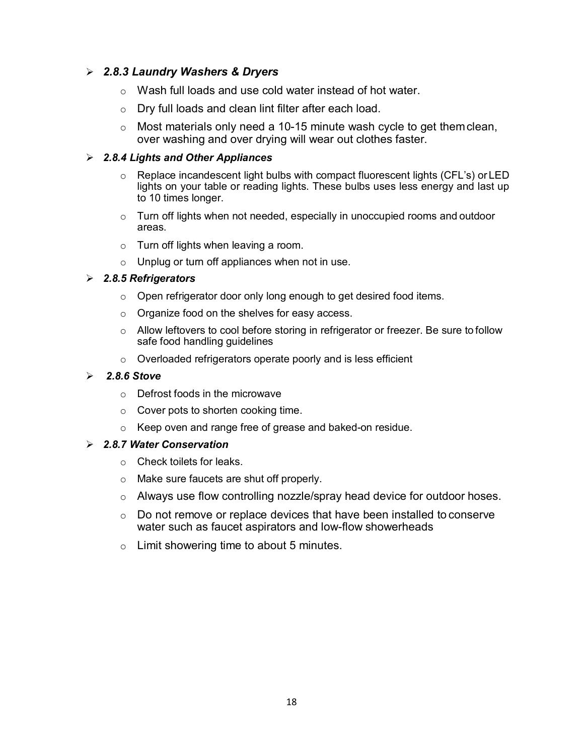- ***2.8.3 Laundry Washers & Dryers***
  - Wash full loads and use cold water instead of hot water.
  - Dry full loads and clean lint filter after each load.
  - Most materials only need a 10-15 minute wash cycle to get them clean, over washing and over drying will wear out clothes faster.

- ***2.8.4 Lights and Other Appliances***
  - Replace incandescent light bulbs with compact fluorescent lights (CFL's) or LED lights on your table or reading lights. These bulbs uses less energy and last up to 10 times longer.
  - Turn off lights when not needed, especially in unoccupied rooms and outdoor areas.
  - Turn off lights when leaving a room.
  - Unplug or turn off appliances when not in use.

- ***2.8.5 Refrigerators***
  - Open refrigerator door only long enough to get desired food items.
  - Organize food on the shelves for easy access.
  - Allow leftovers to cool before storing in refrigerator or freezer. Be sure to follow safe food handling guidelines
  - Overloaded refrigerators operate poorly and is less efficient

- ***2.8.6 Stove***
  - Defrost foods in the microwave
  - Cover pots to shorten cooking time.
  - Keep oven and range free of grease and baked-on residue.

- ***2.8.7 Water Conservation***
  - Check toilets for leaks.
  - Make sure faucets are shut off properly.
  - Always use flow controlling nozzle/spray head device for outdoor hoses.
  - Do not remove or replace devices that have been installed to conserve water such as faucet aspirators and low-flow showerheads
  - Limit showering time to about 5 minutes.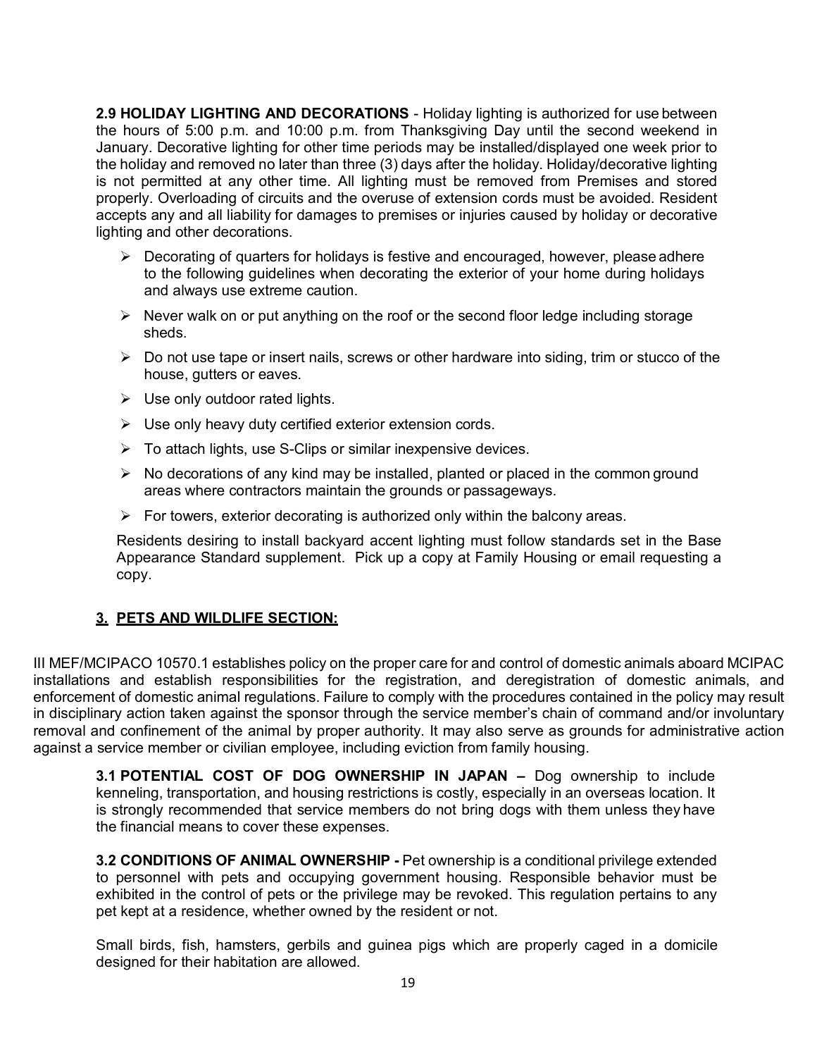**2.9 HOLIDAY LIGHTING AND DECORATIONS** - Holiday lighting is authorized for use between the hours of 5:00 p.m. and 10:00 p.m. from Thanksgiving Day until the second weekend in January. Decorative lighting for other time periods may be installed/displayed one week prior to the holiday and removed no later than three (3) days after the holiday. Holiday/decorative lighting is not permitted at any other time. All lighting must be removed from Premises and stored properly. Overloading of circuits and the overuse of extension cords must be avoided. Resident accepts any and all liability for damages to premises or injuries caused by holiday or decorative lighting and other decorations.

- Decorating of quarters for holidays is festive and encouraged, however, please adhere to the following guidelines when decorating the exterior of your home during holidays and always use extreme caution.
- Never walk on or put anything on the roof or the second floor ledge including storage sheds.
- Do not use tape or insert nails, screws or other hardware into siding, trim or stucco of the house, gutters or eaves.
- Use only outdoor rated lights.
- Use only heavy duty certified exterior extension cords.
- To attach lights, use S-Clips or similar inexpensive devices.
- No decorations of any kind may be installed, planted or placed in the common ground areas where contractors maintain the grounds or passageways.
- For towers, exterior decorating is authorized only within the balcony areas.

Residents desiring to install backyard accent lighting must follow standards set in the Base Appearance Standard supplement. Pick up a copy at Family Housing or email requesting a copy.

## 3. PETS AND WILDLIFE SECTION:

III MEF/MCIPACO 10570.1 establishes policy on the proper care for and control of domestic animals aboard MCIPAC installations and establish responsibilities for the registration, and deregistration of domestic animals, and enforcement of domestic animal regulations. Failure to comply with the procedures contained in the policy may result in disciplinary action taken against the sponsor through the service member's chain of command and/or involuntary removal and confinement of the animal by proper authority. It may also serve as grounds for administrative action against a service member or civilian employee, including eviction from family housing.

**3.1 POTENTIAL COST OF DOG OWNERSHIP IN JAPAN –** Dog ownership to include kenneling, transportation, and housing restrictions is costly, especially in an overseas location. It is strongly recommended that service members do not bring dogs with them unless they have the financial means to cover these expenses.

**3.2 CONDITIONS OF ANIMAL OWNERSHIP -** Pet ownership is a conditional privilege extended to personnel with pets and occupying government housing. Responsible behavior must be exhibited in the control of pets or the privilege may be revoked. This regulation pertains to any pet kept at a residence, whether owned by the resident or not.

Small birds, fish, hamsters, gerbils and guinea pigs which are properly caged in a domicile designed for their habitation are allowed.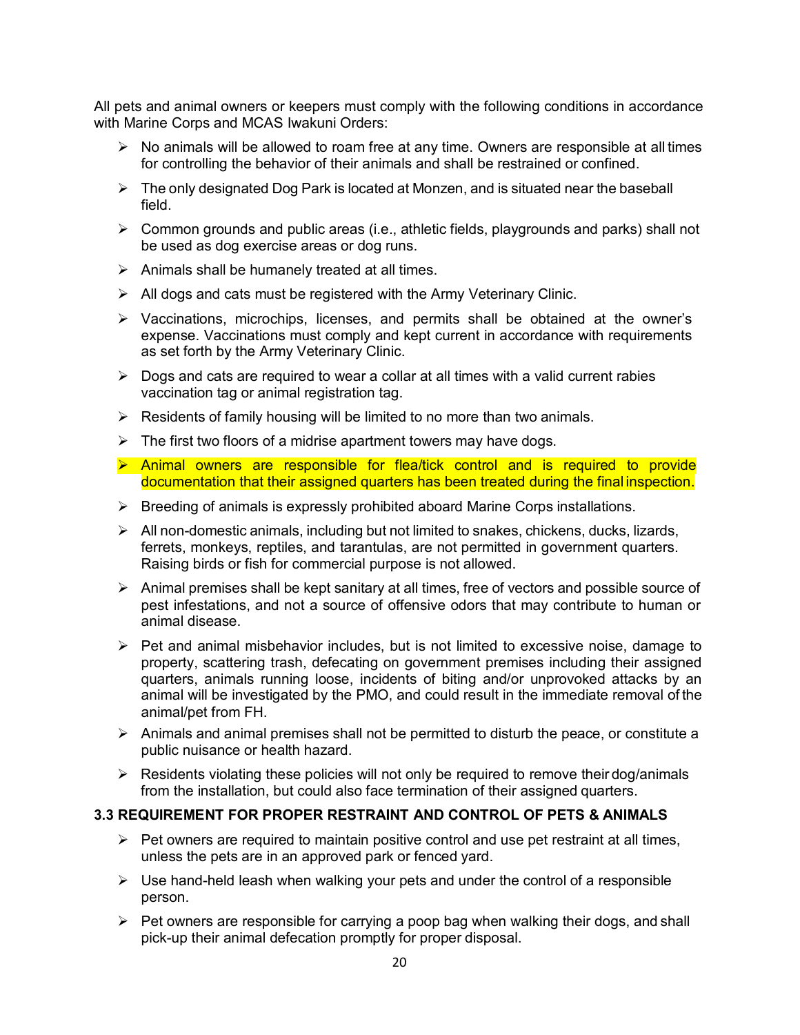All pets and animal owners or keepers must comply with the following conditions in accordance with Marine Corps and MCAS Iwakuni Orders:

- No animals will be allowed to roam free at any time. Owners are responsible at all times for controlling the behavior of their animals and shall be restrained or confined.
- The only designated Dog Park is located at Monzen, and is situated near the baseball field.
- Common grounds and public areas (i.e., athletic fields, playgrounds and parks) shall not be used as dog exercise areas or dog runs.
- Animals shall be humanely treated at all times.
- All dogs and cats must be registered with the Army Veterinary Clinic.
- Vaccinations, microchips, licenses, and permits shall be obtained at the owner's expense. Vaccinations must comply and kept current in accordance with requirements as set forth by the Army Veterinary Clinic.
- Dogs and cats are required to wear a collar at all times with a valid current rabies vaccination tag or animal registration tag.
- Residents of family housing will be limited to no more than two animals.
- The first two floors of a midrise apartment towers may have dogs.
- Animal owners are responsible for flea/tick control and is required to provide documentation that their assigned quarters has been treated during the final inspection.
- Breeding of animals is expressly prohibited aboard Marine Corps installations.
- All non-domestic animals, including but not limited to snakes, chickens, ducks, lizards, ferrets, monkeys, reptiles, and tarantulas, are not permitted in government quarters. Raising birds or fish for commercial purpose is not allowed.
- Animal premises shall be kept sanitary at all times, free of vectors and possible source of pest infestations, and not a source of offensive odors that may contribute to human or animal disease.
- Pet and animal misbehavior includes, but is not limited to excessive noise, damage to property, scattering trash, defecating on government premises including their assigned quarters, animals running loose, incidents of biting and/or unprovoked attacks by an animal will be investigated by the PMO, and could result in the immediate removal of the animal/pet from FH.
- Animals and animal premises shall not be permitted to disturb the peace, or constitute a public nuisance or health hazard.
- Residents violating these policies will not only be required to remove their dog/animals from the installation, but could also face termination of their assigned quarters.

### 3.3 REQUIREMENT FOR PROPER RESTRAINT AND CONTROL OF PETS & ANIMALS

- Pet owners are required to maintain positive control and use pet restraint at all times, unless the pets are in an approved park or fenced yard.
- Use hand-held leash when walking your pets and under the control of a responsible person.
- Pet owners are responsible for carrying a poop bag when walking their dogs, and shall pick-up their animal defecation promptly for proper disposal.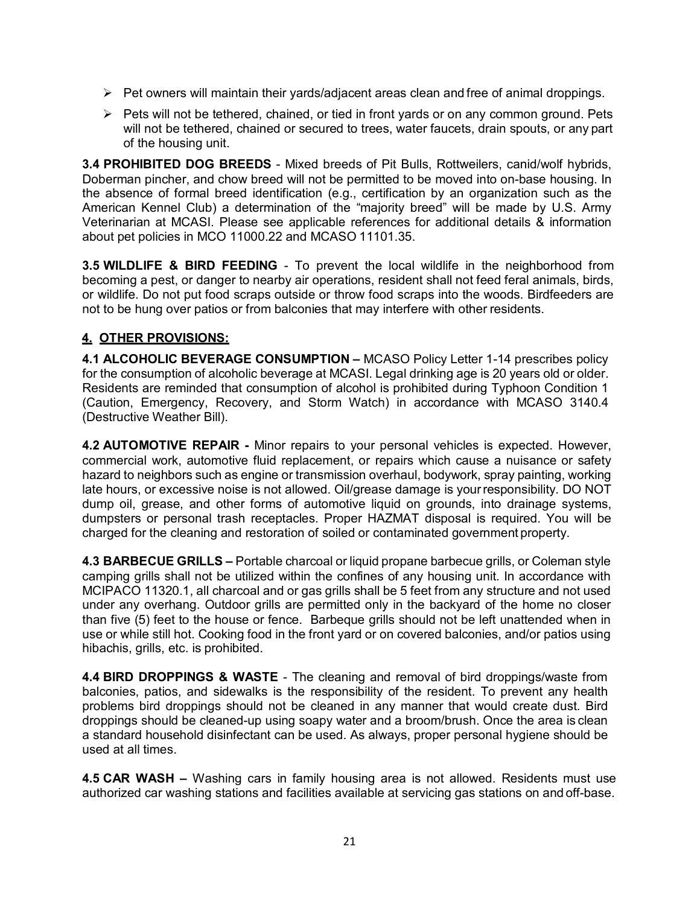- Pet owners will maintain their yards/adjacent areas clean and free of animal droppings.
- Pets will not be tethered, chained, or tied in front yards or on any common ground. Pets will not be tethered, chained or secured to trees, water faucets, drain spouts, or any part of the housing unit.

**3.4 PROHIBITED DOG BREEDS** - Mixed breeds of Pit Bulls, Rottweilers, canid/wolf hybrids, Doberman pincher, and chow breed will not be permitted to be moved into on-base housing. In the absence of formal breed identification (e.g., certification by an organization such as the American Kennel Club) a determination of the "majority breed" will be made by U.S. Army Veterinarian at MCASI. Please see applicable references for additional details & information about pet policies in MCO 11000.22 and MCASO 11101.35.

**3.5 WILDLIFE & BIRD FEEDING** - To prevent the local wildlife in the neighborhood from becoming a pest, or danger to nearby air operations, resident shall not feed feral animals, birds, or wildlife. Do not put food scraps outside or throw food scraps into the woods. Birdfeeders are not to be hung over patios or from balconies that may interfere with other residents.

## 4. OTHER PROVISIONS:

**4.1 ALCOHOLIC BEVERAGE CONSUMPTION –** MCASO Policy Letter 1-14 prescribes policy for the consumption of alcoholic beverage at MCASI. Legal drinking age is 20 years old or older. Residents are reminded that consumption of alcohol is prohibited during Typhoon Condition 1 (Caution, Emergency, Recovery, and Storm Watch) in accordance with MCASO 3140.4 (Destructive Weather Bill).

**4.2 AUTOMOTIVE REPAIR -** Minor repairs to your personal vehicles is expected. However, commercial work, automotive fluid replacement, or repairs which cause a nuisance or safety hazard to neighbors such as engine or transmission overhaul, bodywork, spray painting, working late hours, or excessive noise is not allowed. Oil/grease damage is your responsibility. DO NOT dump oil, grease, and other forms of automotive liquid on grounds, into drainage systems, dumpsters or personal trash receptacles. Proper HAZMAT disposal is required. You will be charged for the cleaning and restoration of soiled or contaminated government property.

**4.3 BARBECUE GRILLS –** Portable charcoal or liquid propane barbecue grills, or Coleman style camping grills shall not be utilized within the confines of any housing unit. In accordance with MCIPACO 11320.1, all charcoal and or gas grills shall be 5 feet from any structure and not used under any overhang. Outdoor grills are permitted only in the backyard of the home no closer than five (5) feet to the house or fence. Barbeque grills should not be left unattended when in use or while still hot. Cooking food in the front yard or on covered balconies, and/or patios using hibachis, grills, etc. is prohibited.

**4.4 BIRD DROPPINGS & WASTE** - The cleaning and removal of bird droppings/waste from balconies, patios, and sidewalks is the responsibility of the resident. To prevent any health problems bird droppings should not be cleaned in any manner that would create dust. Bird droppings should be cleaned-up using soapy water and a broom/brush. Once the area is clean a standard household disinfectant can be used. As always, proper personal hygiene should be used at all times.

**4.5 CAR WASH –** Washing cars in family housing area is not allowed. Residents must use authorized car washing stations and facilities available at servicing gas stations on and off-base.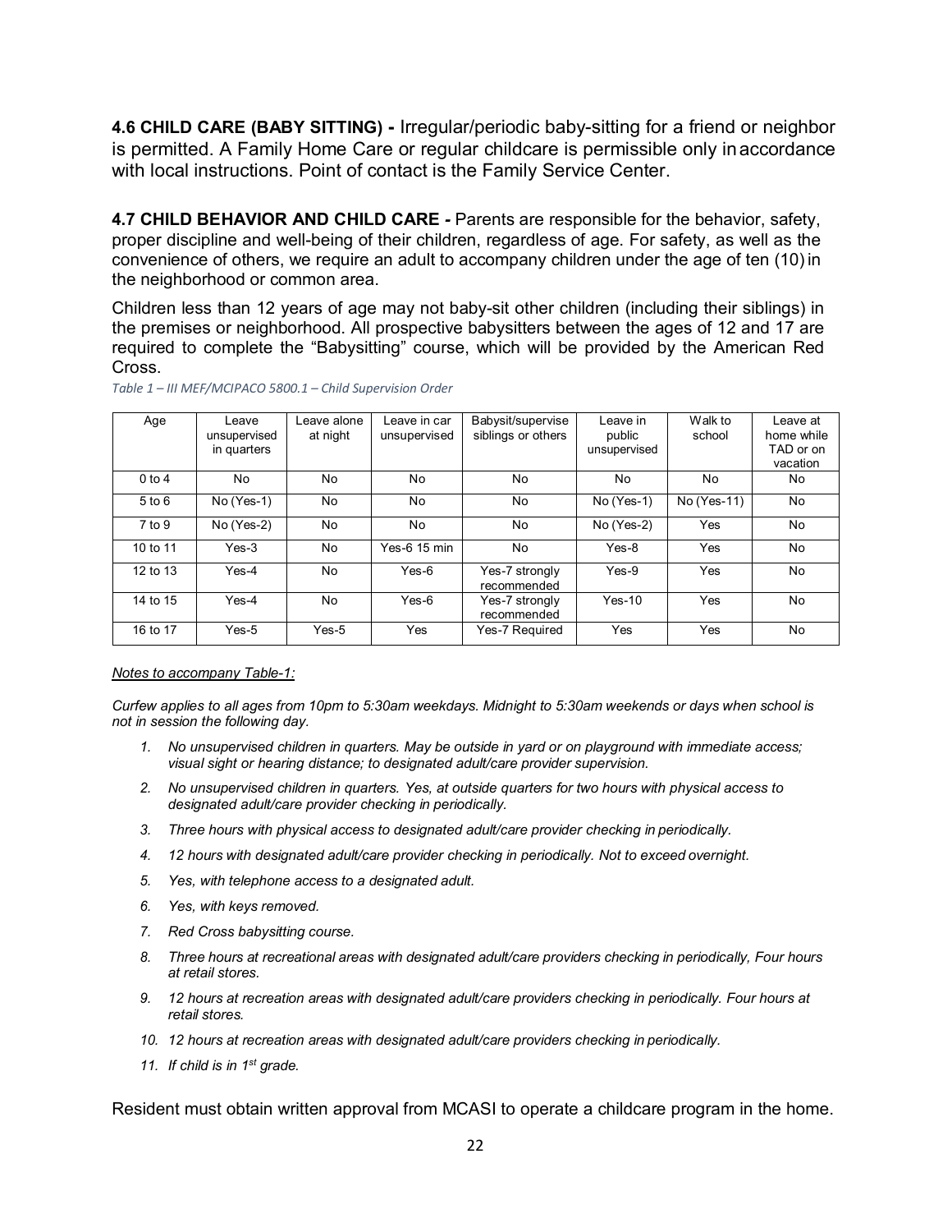**4.6 CHILD CARE (BABY SITTING) -** Irregular/periodic baby-sitting for a friend or neighbor is permitted. A Family Home Care or regular childcare is permissible only in accordance with local instructions. Point of contact is the Family Service Center.

**4.7 CHILD BEHAVIOR AND CHILD CARE -** Parents are responsible for the behavior, safety, proper discipline and well-being of their children, regardless of age. For safety, as well as the convenience of others, we require an adult to accompany children under the age of ten (10) in the neighborhood or common area.

Children less than 12 years of age may not baby-sit other children (including their siblings) in the premises or neighborhood. All prospective babysitters between the ages of 12 and 17 are required to complete the "Babysitting" course, which will be provided by the American Red Cross.

*Table 1 – III MEF/MCIPACO 5800.1 – Child Supervision Order*

| Age | Leave unsupervised in quarters | Leave alone at night | Leave in car unsupervised | Babysit/supervise siblings or others | Leave in public unsupervised | Walk to school | Leave at home while TAD or on vacation |
|---|---|---|---|---|---|---|---|
| 0 to 4 | No | No | No | No | No | No | No |
| 5 to 6 | No (Yes-1) | No | No | No | No (Yes-1) | No (Yes-11) | No |
| 7 to 9 | No (Yes-2) | No | No | No | No (Yes-2) | Yes | No |
| 10 to 11 | Yes-3 | No | Yes-6 15 min | No | Yes-8 | Yes | No |
| 12 to 13 | Yes-4 | No | Yes-6 | Yes-7 strongly recommended | Yes-9 | Yes | No |
| 14 to 15 | Yes-4 | No | Yes-6 | Yes-7 strongly recommended | Yes-10 | Yes | No |
| 16 to 17 | Yes-5 | Yes-5 | Yes | Yes-7 Required | Yes | Yes | No |

*Notes to accompany Table-1:*

*Curfew applies to all ages from 10pm to 5:30am weekdays. Midnight to 5:30am weekends or days when school is not in session the following day.*

1. *No unsupervised children in quarters. May be outside in yard or on playground with immediate access; visual sight or hearing distance; to designated adult/care provider supervision.*
2. *No unsupervised children in quarters. Yes, at outside quarters for two hours with physical access to designated adult/care provider checking in periodically.*
3. *Three hours with physical access to designated adult/care provider checking in periodically.*
4. *12 hours with designated adult/care provider checking in periodically. Not to exceed overnight.*
5. *Yes, with telephone access to a designated adult.*
6. *Yes, with keys removed.*
7. *Red Cross babysitting course.*
8. *Three hours at recreational areas with designated adult/care providers checking in periodically, Four hours at retail stores.*
9. *12 hours at recreation areas with designated adult/care providers checking in periodically. Four hours at retail stores.*
10. *12 hours at recreation areas with designated adult/care providers checking in periodically.*
11. *If child is in 1st grade.*

Resident must obtain written approval from MCASI to operate a childcare program in the home.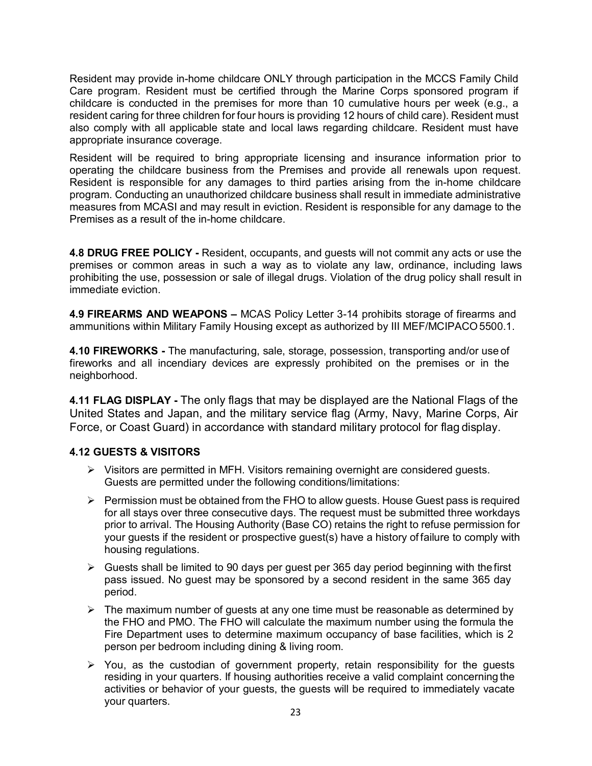Resident may provide in-home childcare ONLY through participation in the MCCS Family Child Care program. Resident must be certified through the Marine Corps sponsored program if childcare is conducted in the premises for more than 10 cumulative hours per week (e.g., a resident caring for three children for four hours is providing 12 hours of child care). Resident must also comply with all applicable state and local laws regarding childcare. Resident must have appropriate insurance coverage.

Resident will be required to bring appropriate licensing and insurance information prior to operating the childcare business from the Premises and provide all renewals upon request. Resident is responsible for any damages to third parties arising from the in-home childcare program. Conducting an unauthorized childcare business shall result in immediate administrative measures from MCASI and may result in eviction. Resident is responsible for any damage to the Premises as a result of the in-home childcare.

**4.8 DRUG FREE POLICY -** Resident, occupants, and guests will not commit any acts or use the premises or common areas in such a way as to violate any law, ordinance, including laws prohibiting the use, possession or sale of illegal drugs. Violation of the drug policy shall result in immediate eviction.

**4.9 FIREARMS AND WEAPONS –** MCAS Policy Letter 3-14 prohibits storage of firearms and ammunitions within Military Family Housing except as authorized by III MEF/MCIPACO 5500.1.

**4.10 FIREWORKS -** The manufacturing, sale, storage, possession, transporting and/or use of fireworks and all incendiary devices are expressly prohibited on the premises or in the neighborhood.

**4.11 FLAG DISPLAY -** The only flags that may be displayed are the National Flags of the United States and Japan, and the military service flag (Army, Navy, Marine Corps, Air Force, or Coast Guard) in accordance with standard military protocol for flag display.

**4.12 GUESTS & VISITORS**

- Visitors are permitted in MFH. Visitors remaining overnight are considered guests. Guests are permitted under the following conditions/limitations:
- Permission must be obtained from the FHO to allow guests. House Guest pass is required for all stays over three consecutive days. The request must be submitted three workdays prior to arrival. The Housing Authority (Base CO) retains the right to refuse permission for your guests if the resident or prospective guest(s) have a history of failure to comply with housing regulations.
- Guests shall be limited to 90 days per guest per 365 day period beginning with the first pass issued. No guest may be sponsored by a second resident in the same 365 day period.
- The maximum number of guests at any one time must be reasonable as determined by the FHO and PMO. The FHO will calculate the maximum number using the formula the Fire Department uses to determine maximum occupancy of base facilities, which is 2 person per bedroom including dining & living room.
- You, as the custodian of government property, retain responsibility for the guests residing in your quarters. If housing authorities receive a valid complaint concerning the activities or behavior of your guests, the guests will be required to immediately vacate your quarters.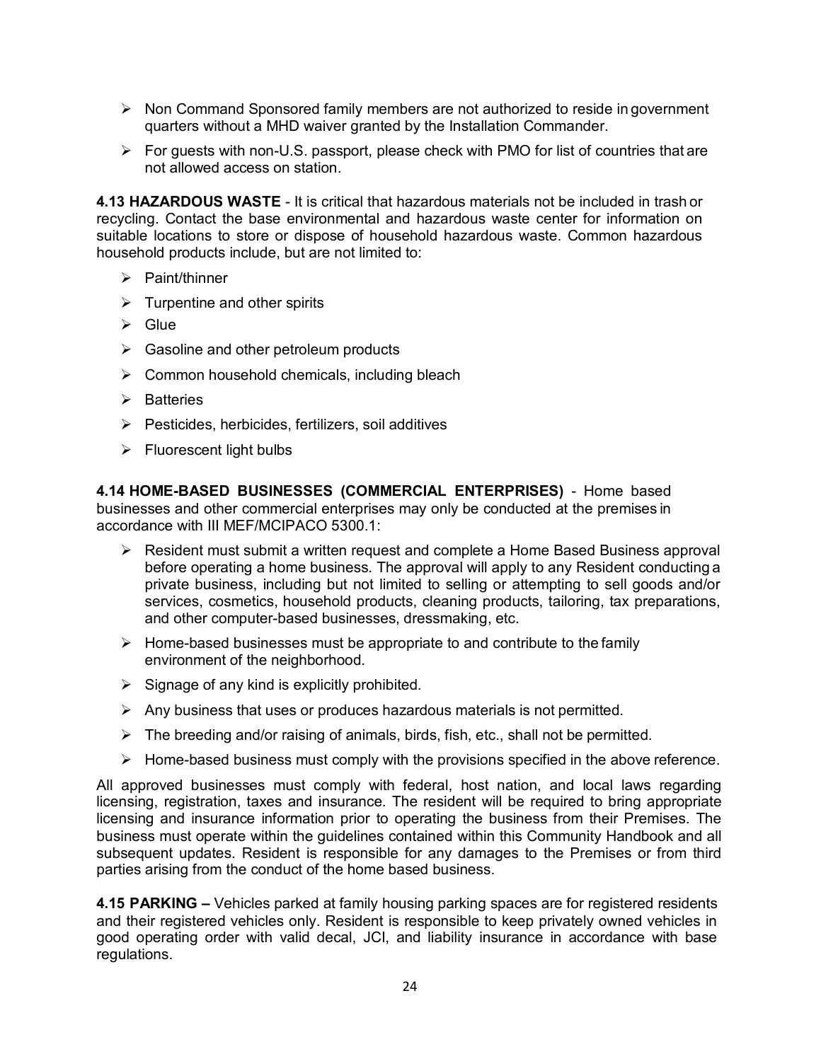- Non Command Sponsored family members are not authorized to reside in government quarters without a MHD waiver granted by the Installation Commander.
- For guests with non-U.S. passport, please check with PMO for list of countries that are not allowed access on station.

**4.13 HAZARDOUS WASTE** - It is critical that hazardous materials not be included in trash or recycling. Contact the base environmental and hazardous waste center for information on suitable locations to store or dispose of household hazardous waste. Common hazardous household products include, but are not limited to:

- Paint/thinner
- Turpentine and other spirits
- Glue
- Gasoline and other petroleum products
- Common household chemicals, including bleach
- Batteries
- Pesticides, herbicides, fertilizers, soil additives
- Fluorescent light bulbs

**4.14 HOME-BASED BUSINESSES (COMMERCIAL ENTERPRISES)** - Home based businesses and other commercial enterprises may only be conducted at the premises in accordance with III MEF/MCIPACO 5300.1:

- Resident must submit a written request and complete a Home Based Business approval before operating a home business. The approval will apply to any Resident conducting a private business, including but not limited to selling or attempting to sell goods and/or services, cosmetics, household products, cleaning products, tailoring, tax preparations, and other computer-based businesses, dressmaking, etc.
- Home-based businesses must be appropriate to and contribute to the family environment of the neighborhood.
- Signage of any kind is explicitly prohibited.
- Any business that uses or produces hazardous materials is not permitted.
- The breeding and/or raising of animals, birds, fish, etc., shall not be permitted.
- Home-based business must comply with the provisions specified in the above reference.

All approved businesses must comply with federal, host nation, and local laws regarding licensing, registration, taxes and insurance. The resident will be required to bring appropriate licensing and insurance information prior to operating the business from their Premises. The business must operate within the guidelines contained within this Community Handbook and all subsequent updates. Resident is responsible for any damages to the Premises or from third parties arising from the conduct of the home based business.

**4.15 PARKING –** Vehicles parked at family housing parking spaces are for registered residents and their registered vehicles only. Resident is responsible to keep privately owned vehicles in good operating order with valid decal, JCI, and liability insurance in accordance with base regulations.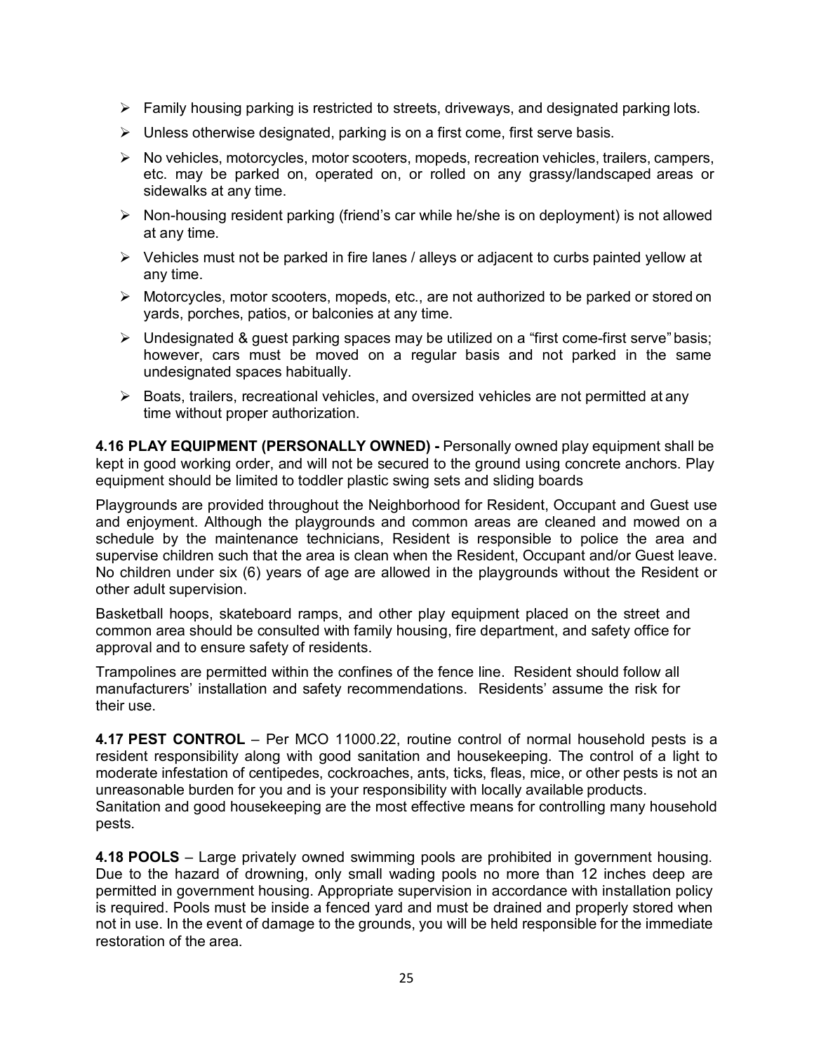- Family housing parking is restricted to streets, driveways, and designated parking lots.
- Unless otherwise designated, parking is on a first come, first serve basis.
- No vehicles, motorcycles, motor scooters, mopeds, recreation vehicles, trailers, campers, etc. may be parked on, operated on, or rolled on any grassy/landscaped areas or sidewalks at any time.
- Non-housing resident parking (friend's car while he/she is on deployment) is not allowed at any time.
- Vehicles must not be parked in fire lanes / alleys or adjacent to curbs painted yellow at any time.
- Motorcycles, motor scooters, mopeds, etc., are not authorized to be parked or stored on yards, porches, patios, or balconies at any time.
- Undesignated & guest parking spaces may be utilized on a "first come-first serve" basis; however, cars must be moved on a regular basis and not parked in the same undesignated spaces habitually.
- Boats, trailers, recreational vehicles, and oversized vehicles are not permitted at any time without proper authorization.

**4.16 PLAY EQUIPMENT (PERSONALLY OWNED) -** Personally owned play equipment shall be kept in good working order, and will not be secured to the ground using concrete anchors. Play equipment should be limited to toddler plastic swing sets and sliding boards

Playgrounds are provided throughout the Neighborhood for Resident, Occupant and Guest use and enjoyment. Although the playgrounds and common areas are cleaned and mowed on a schedule by the maintenance technicians, Resident is responsible to police the area and supervise children such that the area is clean when the Resident, Occupant and/or Guest leave. No children under six (6) years of age are allowed in the playgrounds without the Resident or other adult supervision.

Basketball hoops, skateboard ramps, and other play equipment placed on the street and common area should be consulted with family housing, fire department, and safety office for approval and to ensure safety of residents.

Trampolines are permitted within the confines of the fence line. Resident should follow all manufacturers' installation and safety recommendations. Residents' assume the risk for their use.

**4.17 PEST CONTROL** – Per MCO 11000.22, routine control of normal household pests is a resident responsibility along with good sanitation and housekeeping. The control of a light to moderate infestation of centipedes, cockroaches, ants, ticks, fleas, mice, or other pests is not an unreasonable burden for you and is your responsibility with locally available products.
Sanitation and good housekeeping are the most effective means for controlling many household pests.

**4.18 POOLS** – Large privately owned swimming pools are prohibited in government housing. Due to the hazard of drowning, only small wading pools no more than 12 inches deep are permitted in government housing. Appropriate supervision in accordance with installation policy is required. Pools must be inside a fenced yard and must be drained and properly stored when not in use. In the event of damage to the grounds, you will be held responsible for the immediate restoration of the area.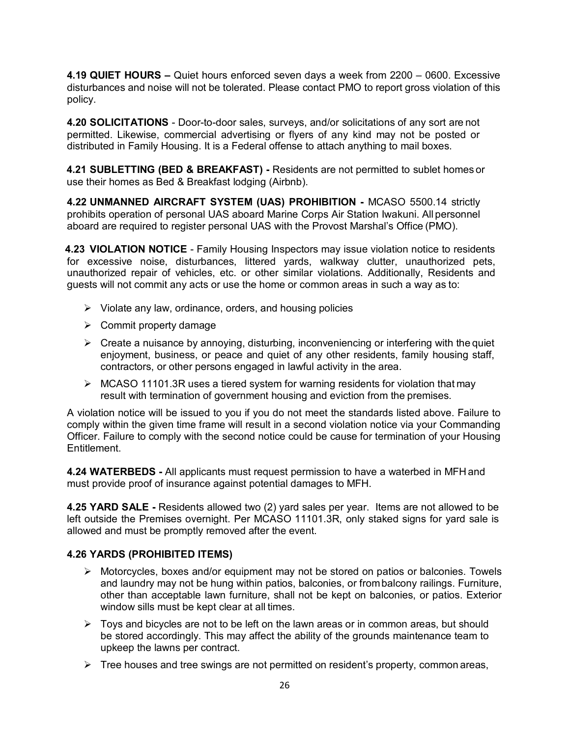**4.19 QUIET HOURS –** Quiet hours enforced seven days a week from 2200 – 0600. Excessive disturbances and noise will not be tolerated. Please contact PMO to report gross violation of this policy.

**4.20 SOLICITATIONS** - Door-to-door sales, surveys, and/or solicitations of any sort are not permitted. Likewise, commercial advertising or flyers of any kind may not be posted or distributed in Family Housing. It is a Federal offense to attach anything to mail boxes.

**4.21 SUBLETTING (BED & BREAKFAST) -** Residents are not permitted to sublet homes or use their homes as Bed & Breakfast lodging (Airbnb).

**4.22 UNMANNED AIRCRAFT SYSTEM (UAS) PROHIBITION -** MCASO 5500.14 strictly prohibits operation of personal UAS aboard Marine Corps Air Station Iwakuni. All personnel aboard are required to register personal UAS with the Provost Marshal's Office (PMO).

**4.23 VIOLATION NOTICE** - Family Housing Inspectors may issue violation notice to residents for excessive noise, disturbances, littered yards, walkway clutter, unauthorized pets, unauthorized repair of vehicles, etc. or other similar violations. Additionally, Residents and guests will not commit any acts or use the home or common areas in such a way as to:

- Violate any law, ordinance, orders, and housing policies
- Commit property damage
- Create a nuisance by annoying, disturbing, inconveniencing or interfering with the quiet enjoyment, business, or peace and quiet of any other residents, family housing staff, contractors, or other persons engaged in lawful activity in the area.
- MCASO 11101.3R uses a tiered system for warning residents for violation that may result with termination of government housing and eviction from the premises.

A violation notice will be issued to you if you do not meet the standards listed above. Failure to comply within the given time frame will result in a second violation notice via your Commanding Officer. Failure to comply with the second notice could be cause for termination of your Housing Entitlement.

**4.24 WATERBEDS -** All applicants must request permission to have a waterbed in MFH and must provide proof of insurance against potential damages to MFH.

**4.25 YARD SALE -** Residents allowed two (2) yard sales per year. Items are not allowed to be left outside the Premises overnight. Per MCASO 11101.3R, only staked signs for yard sale is allowed and must be promptly removed after the event.

**4.26 YARDS (PROHIBITED ITEMS)**

- Motorcycles, boxes and/or equipment may not be stored on patios or balconies. Towels and laundry may not be hung within patios, balconies, or from balcony railings. Furniture, other than acceptable lawn furniture, shall not be kept on balconies, or patios. Exterior window sills must be kept clear at all times.
- Toys and bicycles are not to be left on the lawn areas or in common areas, but should be stored accordingly. This may affect the ability of the grounds maintenance team to upkeep the lawns per contract.
- Tree houses and tree swings are not permitted on resident's property, common areas,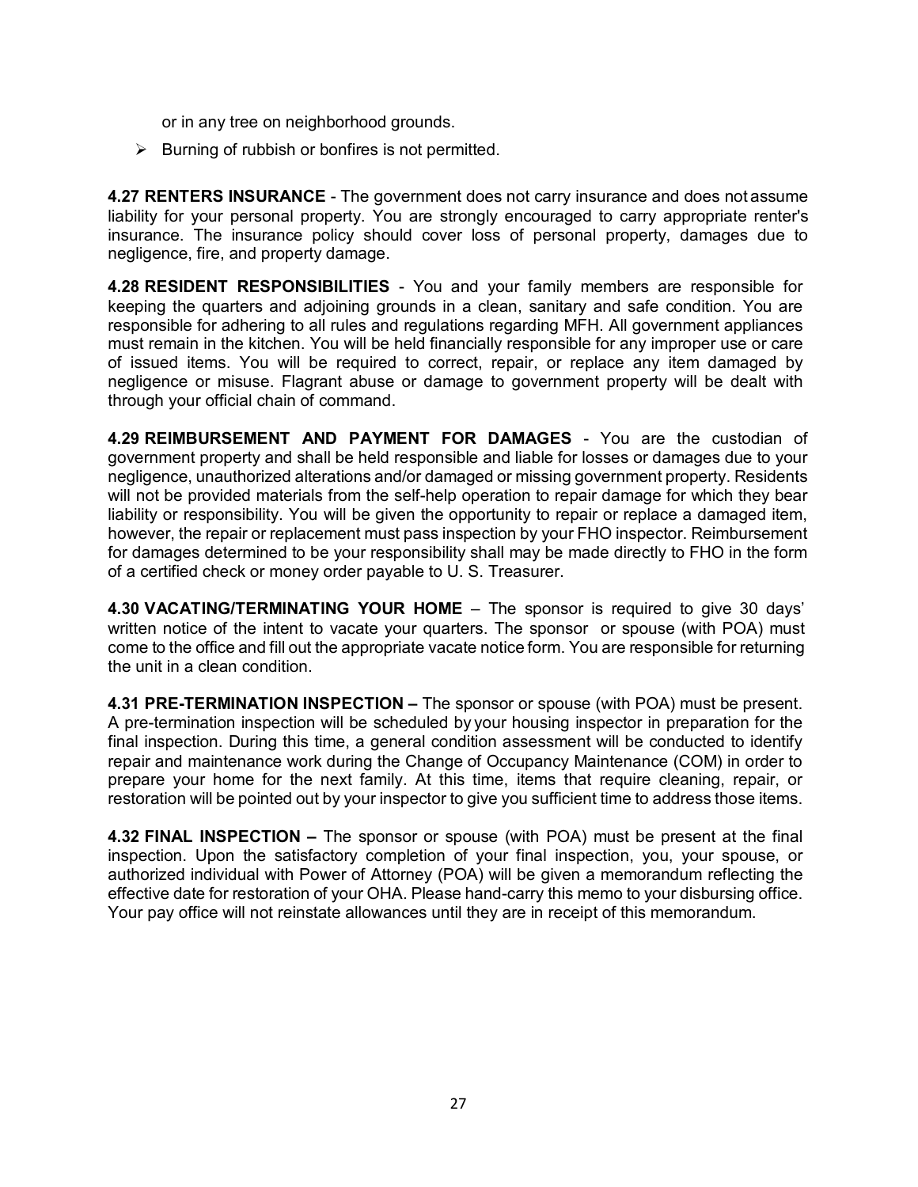or in any tree on neighborhood grounds.

- Burning of rubbish or bonfires is not permitted.

**4.27 RENTERS INSURANCE** - The government does not carry insurance and does not assume liability for your personal property. You are strongly encouraged to carry appropriate renter's insurance. The insurance policy should cover loss of personal property, damages due to negligence, fire, and property damage.

**4.28 RESIDENT RESPONSIBILITIES** - You and your family members are responsible for keeping the quarters and adjoining grounds in a clean, sanitary and safe condition. You are responsible for adhering to all rules and regulations regarding MFH. All government appliances must remain in the kitchen. You will be held financially responsible for any improper use or care of issued items. You will be required to correct, repair, or replace any item damaged by negligence or misuse. Flagrant abuse or damage to government property will be dealt with through your official chain of command.

**4.29 REIMBURSEMENT AND PAYMENT FOR DAMAGES** - You are the custodian of government property and shall be held responsible and liable for losses or damages due to your negligence, unauthorized alterations and/or damaged or missing government property. Residents will not be provided materials from the self-help operation to repair damage for which they bear liability or responsibility. You will be given the opportunity to repair or replace a damaged item, however, the repair or replacement must pass inspection by your FHO inspector. Reimbursement for damages determined to be your responsibility shall may be made directly to FHO in the form of a certified check or money order payable to U. S. Treasurer.

**4.30 VACATING/TERMINATING YOUR HOME** – The sponsor is required to give 30 days' written notice of the intent to vacate your quarters. The sponsor or spouse (with POA) must come to the office and fill out the appropriate vacate notice form. You are responsible for returning the unit in a clean condition.

**4.31 PRE-TERMINATION INSPECTION –** The sponsor or spouse (with POA) must be present. A pre-termination inspection will be scheduled by your housing inspector in preparation for the final inspection. During this time, a general condition assessment will be conducted to identify repair and maintenance work during the Change of Occupancy Maintenance (COM) in order to prepare your home for the next family. At this time, items that require cleaning, repair, or restoration will be pointed out by your inspector to give you sufficient time to address those items.

**4.32 FINAL INSPECTION –** The sponsor or spouse (with POA) must be present at the final inspection. Upon the satisfactory completion of your final inspection, you, your spouse, or authorized individual with Power of Attorney (POA) will be given a memorandum reflecting the effective date for restoration of your OHA. Please hand-carry this memo to your disbursing office. Your pay office will not reinstate allowances until they are in receipt of this memorandum.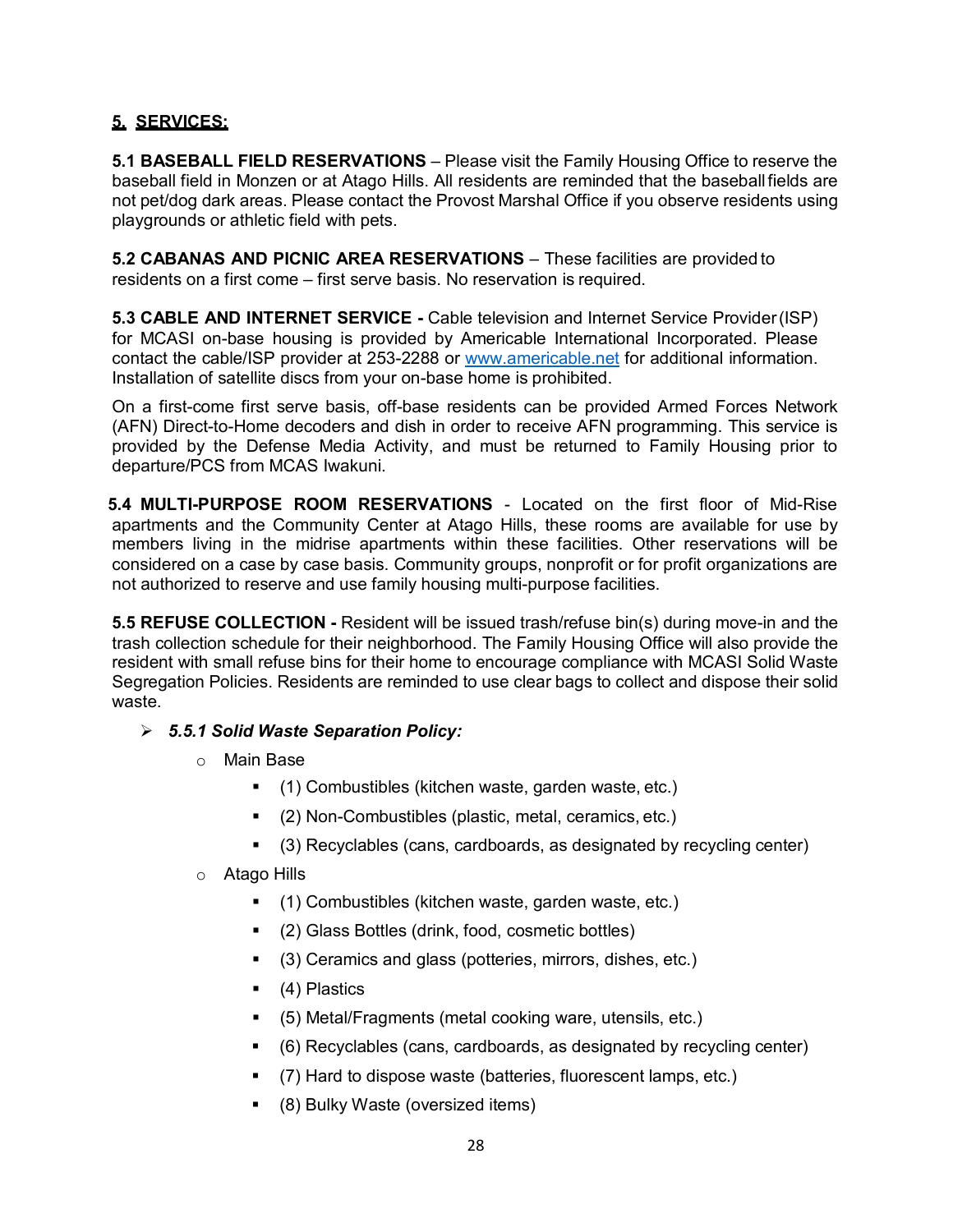## 5. SERVICES:

**5.1 BASEBALL FIELD RESERVATIONS** – Please visit the Family Housing Office to reserve the baseball field in Monzen or at Atago Hills. All residents are reminded that the baseball fields are not pet/dog dark areas. Please contact the Provost Marshal Office if you observe residents using playgrounds or athletic field with pets.

**5.2 CABANAS AND PICNIC AREA RESERVATIONS** – These facilities are provided to residents on a first come – first serve basis. No reservation is required.

**5.3 CABLE AND INTERNET SERVICE -** Cable television and Internet Service Provider (ISP) for MCASI on-base housing is provided by Americable International Incorporated. Please contact the cable/ISP provider at 253-2288 or www.americable.net for additional information. Installation of satellite discs from your on-base home is prohibited.

On a first-come first serve basis, off-base residents can be provided Armed Forces Network (AFN) Direct-to-Home decoders and dish in order to receive AFN programming. This service is provided by the Defense Media Activity, and must be returned to Family Housing prior to departure/PCS from MCAS Iwakuni.

**5.4 MULTI-PURPOSE ROOM RESERVATIONS** - Located on the first floor of Mid-Rise apartments and the Community Center at Atago Hills, these rooms are available for use by members living in the midrise apartments within these facilities. Other reservations will be considered on a case by case basis. Community groups, nonprofit or for profit organizations are not authorized to reserve and use family housing multi-purpose facilities.

**5.5 REFUSE COLLECTION -** Resident will be issued trash/refuse bin(s) during move-in and the trash collection schedule for their neighborhood. The Family Housing Office will also provide the resident with small refuse bins for their home to encourage compliance with MCASI Solid Waste Segregation Policies. Residents are reminded to use clear bags to collect and dispose their solid waste.

- ***5.5.1 Solid Waste Separation Policy:***
  - Main Base
    - (1) Combustibles (kitchen waste, garden waste, etc.)
    - (2) Non-Combustibles (plastic, metal, ceramics, etc.)
    - (3) Recyclables (cans, cardboards, as designated by recycling center)
  - Atago Hills
    - (1) Combustibles (kitchen waste, garden waste, etc.)
    - (2) Glass Bottles (drink, food, cosmetic bottles)
    - (3) Ceramics and glass (potteries, mirrors, dishes, etc.)
    - (4) Plastics
    - (5) Metal/Fragments (metal cooking ware, utensils, etc.)
    - (6) Recyclables (cans, cardboards, as designated by recycling center)
    - (7) Hard to dispose waste (batteries, fluorescent lamps, etc.)
    - (8) Bulky Waste (oversized items)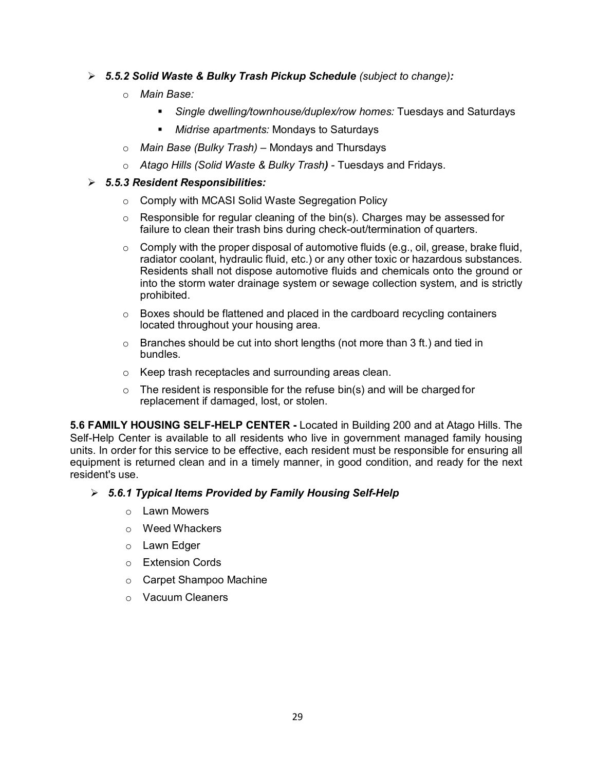- ***5.5.2 Solid Waste & Bulky Trash Pickup Schedule*** *(subject to change)**:***
  - *Main Base:*
    - *Single dwelling/townhouse/duplex/row homes:* Tuesdays and Saturdays
    - *Midrise apartments:* Mondays to Saturdays
  - *Main Base (Bulky Trash)* – Mondays and Thursdays
  - *Atago Hills (Solid Waste & Bulky Trash**)*** - Tuesdays and Fridays.

- ***5.5.3 Resident Responsibilities:***
  - Comply with MCASI Solid Waste Segregation Policy
  - Responsible for regular cleaning of the bin(s). Charges may be assessed for failure to clean their trash bins during check-out/termination of quarters.
  - Comply with the proper disposal of automotive fluids (e.g., oil, grease, brake fluid, radiator coolant, hydraulic fluid, etc.) or any other toxic or hazardous substances. Residents shall not dispose automotive fluids and chemicals onto the ground or into the storm water drainage system or sewage collection system, and is strictly prohibited.
  - Boxes should be flattened and placed in the cardboard recycling containers located throughout your housing area.
  - Branches should be cut into short lengths (not more than 3 ft.) and tied in bundles.
  - Keep trash receptacles and surrounding areas clean.
  - The resident is responsible for the refuse bin(s) and will be charged for replacement if damaged, lost, or stolen.

**5.6 FAMILY HOUSING SELF-HELP CENTER -** Located in Building 200 and at Atago Hills. The Self-Help Center is available to all residents who live in government managed family housing units. In order for this service to be effective, each resident must be responsible for ensuring all equipment is returned clean and in a timely manner, in good condition, and ready for the next resident's use.

- ***5.6.1 Typical Items Provided by Family Housing Self-Help***
  - Lawn Mowers
  - Weed Whackers
  - Lawn Edger
  - Extension Cords
  - Carpet Shampoo Machine
  - Vacuum Cleaners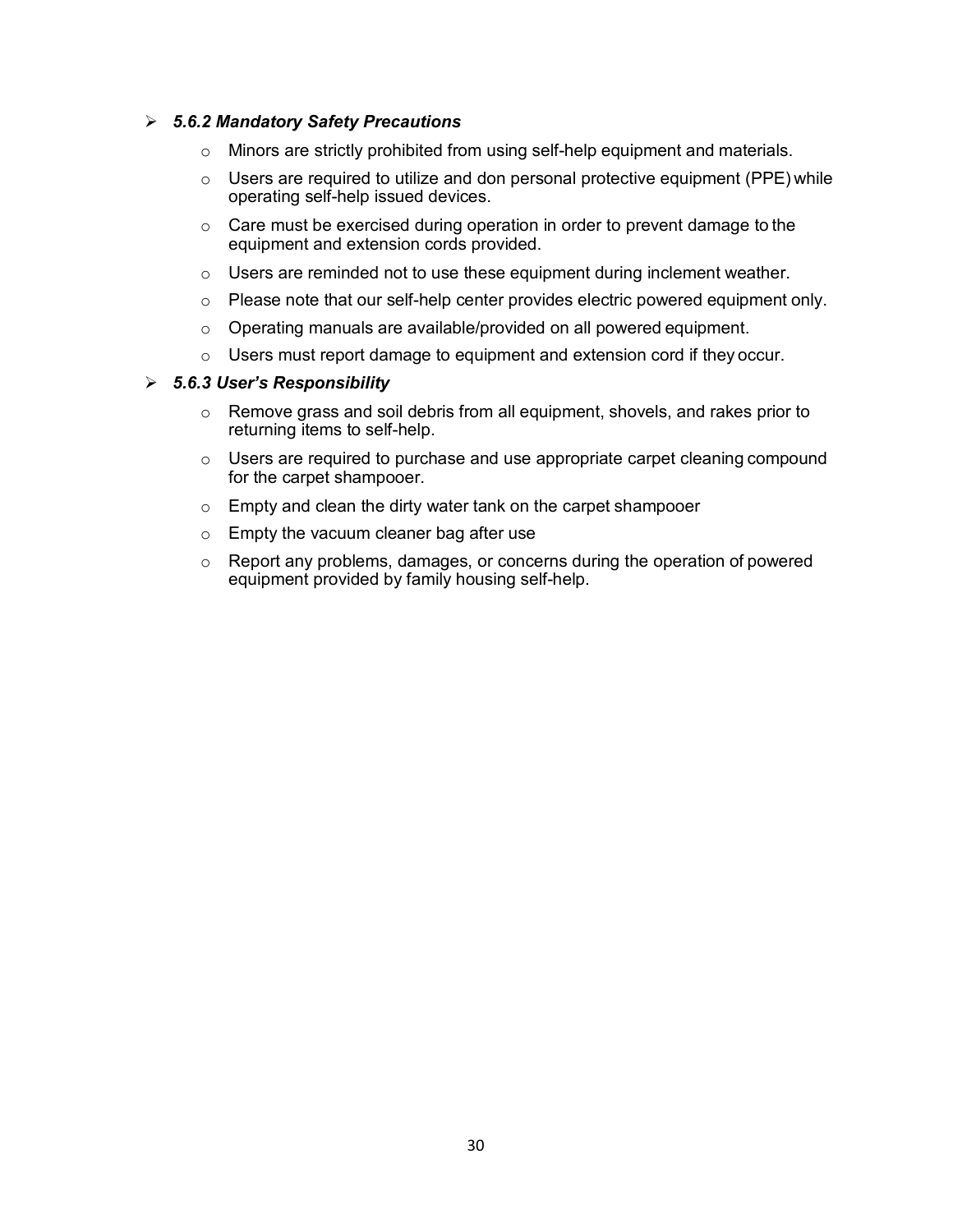- ***5.6.2 Mandatory Safety Precautions***
  - Minors are strictly prohibited from using self-help equipment and materials.
  - Users are required to utilize and don personal protective equipment (PPE) while operating self-help issued devices.
  - Care must be exercised during operation in order to prevent damage to the equipment and extension cords provided.
  - Users are reminded not to use these equipment during inclement weather.
  - Please note that our self-help center provides electric powered equipment only.
  - Operating manuals are available/provided on all powered equipment.
  - Users must report damage to equipment and extension cord if they occur.
- ***5.6.3 User's Responsibility***
  - Remove grass and soil debris from all equipment, shovels, and rakes prior to returning items to self-help.
  - Users are required to purchase and use appropriate carpet cleaning compound for the carpet shampooer.
  - Empty and clean the dirty water tank on the carpet shampooer
  - Empty the vacuum cleaner bag after use
  - Report any problems, damages, or concerns during the operation of powered equipment provided by family housing self-help.